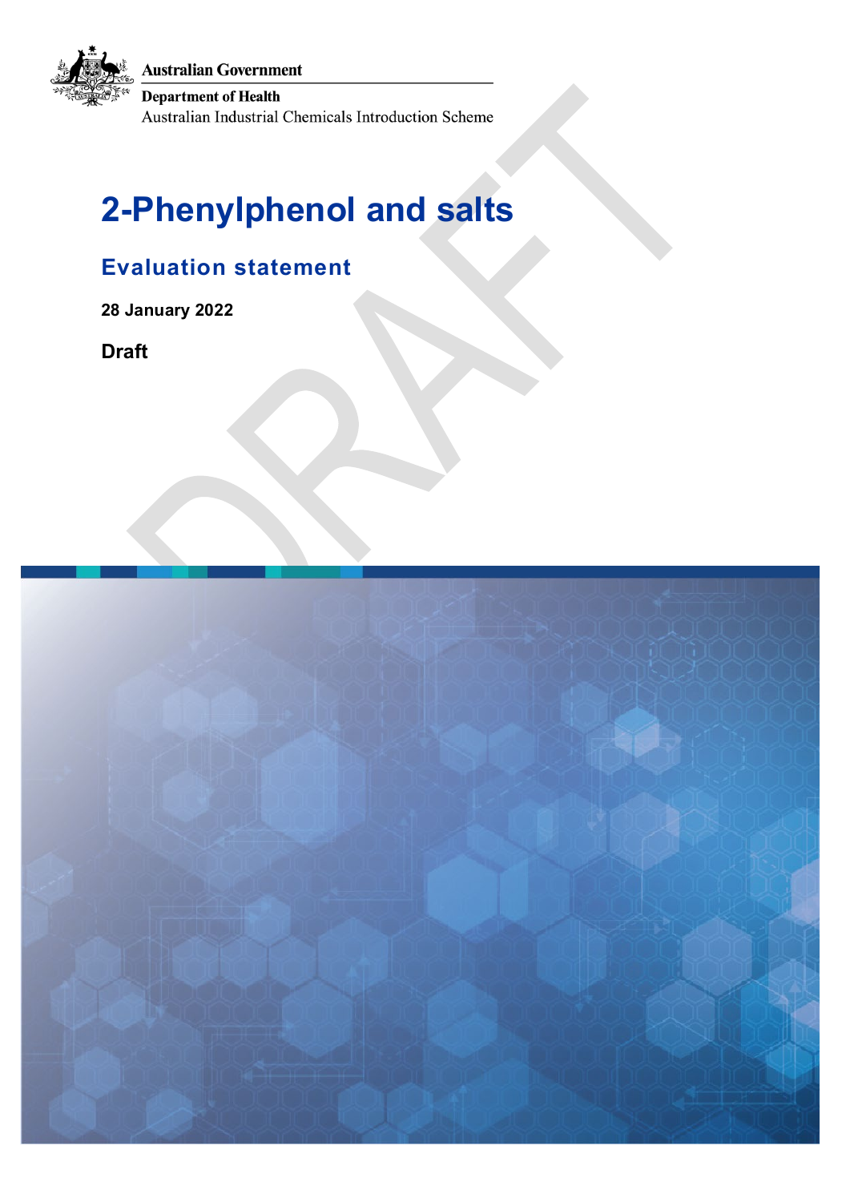Australian Government

Department of Health

Australian Industrial Chemicals Introduction Scheme

# 2-Phenylphenol and salts

## Evaluation statement

**28 January 2022**

**Draft**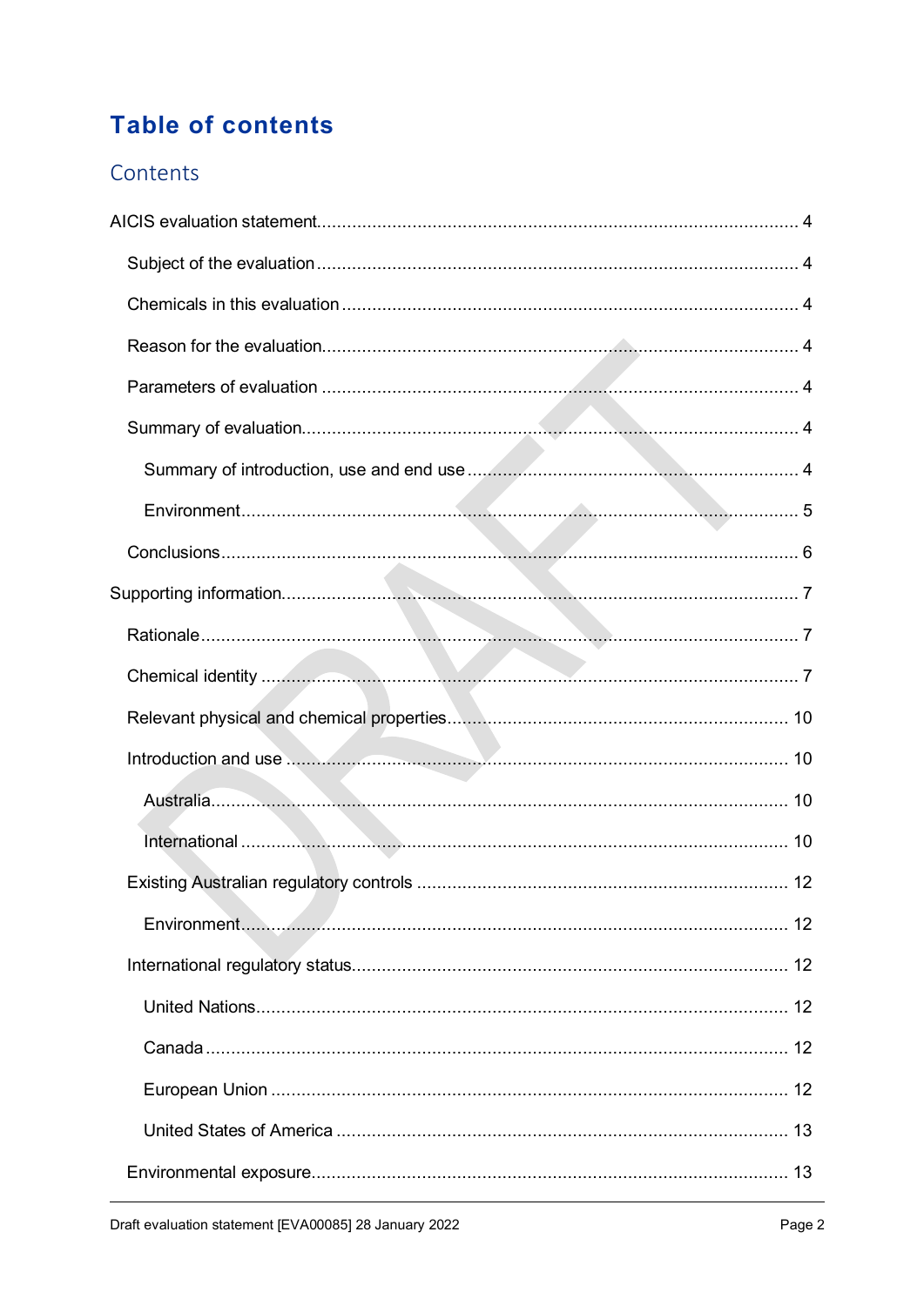# Table of contents

## Contents

AICIS evaluation statement ........................................................ 4

- Subject of the evaluation ........................................................ 4
- Chemicals in this evaluation ........................................................ 4
- Reason for the evaluation ........................................................ 4
- Parameters of evaluation ........................................................ 4
- Summary of evaluation ........................................................ 4
  - Summary of introduction, use and end use ........................................................ 4
  - Environment ........................................................ 5
- Conclusions ........................................................ 6

Supporting information ........................................................ 7

- Rationale ........................................................ 7
- Chemical identity ........................................................ 7
- Relevant physical and chemical properties ........................................................ 10
- Introduction and use ........................................................ 10
  - Australia ........................................................ 10
  - International ........................................................ 10
- Existing Australian regulatory controls ........................................................ 12
  - Environment ........................................................ 12
- International regulatory status ........................................................ 12
  - United Nations ........................................................ 12
  - Canada ........................................................ 12
  - European Union ........................................................ 12
  - United States of America ........................................................ 13
- Environmental exposure ........................................................ 13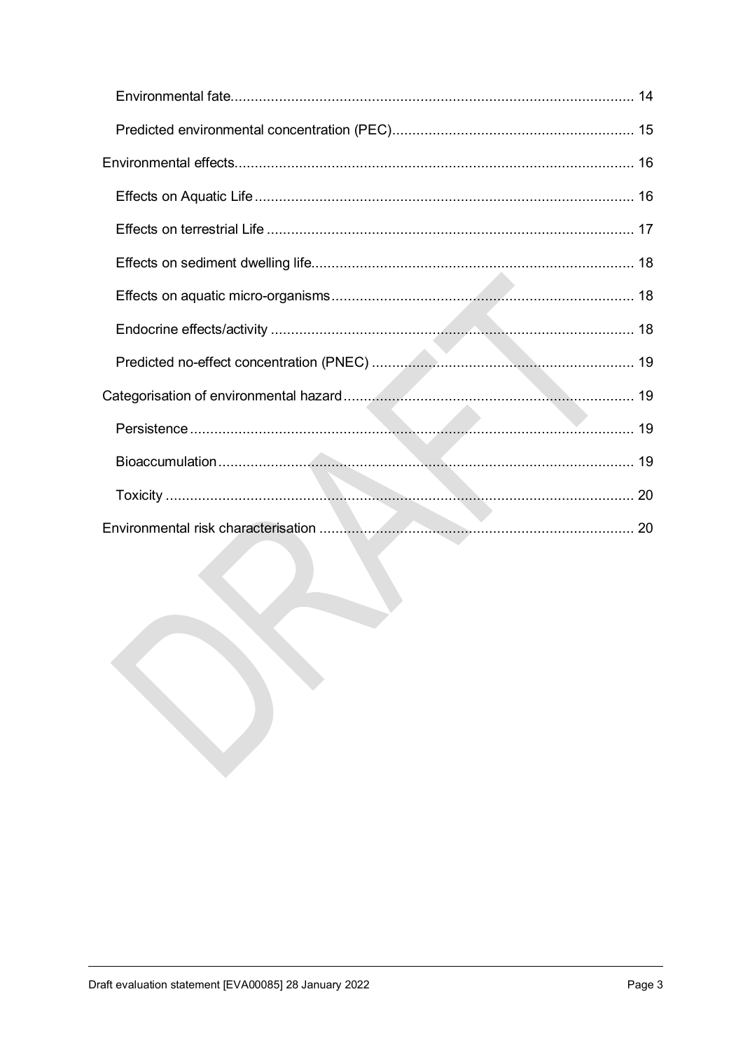Environmental fate .......... 14

Predicted environmental concentration (PEC) .......... 15

Environmental effects .......... 16

Effects on Aquatic Life .......... 16

Effects on terrestrial Life .......... 17

Effects on sediment dwelling life .......... 18

Effects on aquatic micro-organisms .......... 18

Endocrine effects/activity .......... 18

Predicted no-effect concentration (PNEC) .......... 19

Categorisation of environmental hazard .......... 19

Persistence .......... 19

Bioaccumulation .......... 19

Toxicity .......... 20

Environmental risk characterisation .......... 20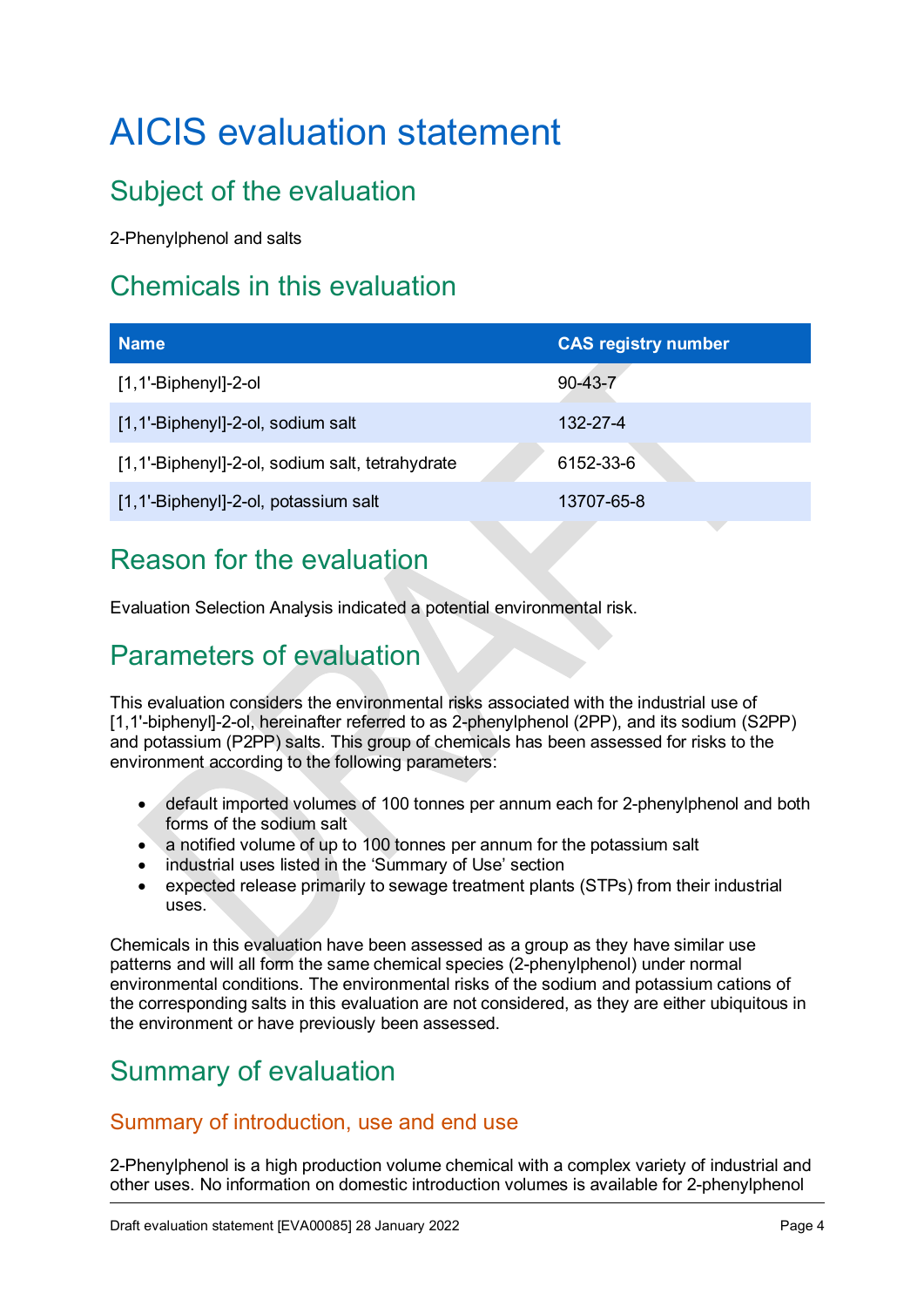# AICIS evaluation statement

## Subject of the evaluation

2-Phenylphenol and salts

## Chemicals in this evaluation

| Name | CAS registry number |
|---|---|
| [1,1'-Biphenyl]-2-ol | 90-43-7 |
| [1,1'-Biphenyl]-2-ol, sodium salt | 132-27-4 |
| [1,1'-Biphenyl]-2-ol, sodium salt, tetrahydrate | 6152-33-6 |
| [1,1'-Biphenyl]-2-ol, potassium salt | 13707-65-8 |

## Reason for the evaluation

Evaluation Selection Analysis indicated a potential environmental risk.

## Parameters of evaluation

This evaluation considers the environmental risks associated with the industrial use of [1,1'-biphenyl]-2-ol, hereinafter referred to as 2-phenylphenol (2PP), and its sodium (S2PP) and potassium (P2PP) salts. This group of chemicals has been assessed for risks to the environment according to the following parameters:

- default imported volumes of 100 tonnes per annum each for 2-phenylphenol and both forms of the sodium salt
- a notified volume of up to 100 tonnes per annum for the potassium salt
- industrial uses listed in the 'Summary of Use' section
- expected release primarily to sewage treatment plants (STPs) from their industrial uses.

Chemicals in this evaluation have been assessed as a group as they have similar use patterns and will all form the same chemical species (2-phenylphenol) under normal environmental conditions. The environmental risks of the sodium and potassium cations of the corresponding salts in this evaluation are not considered, as they are either ubiquitous in the environment or have previously been assessed.

## Summary of evaluation

### Summary of introduction, use and end use

2-Phenylphenol is a high production volume chemical with a complex variety of industrial and other uses. No information on domestic introduction volumes is available for 2-phenylphenol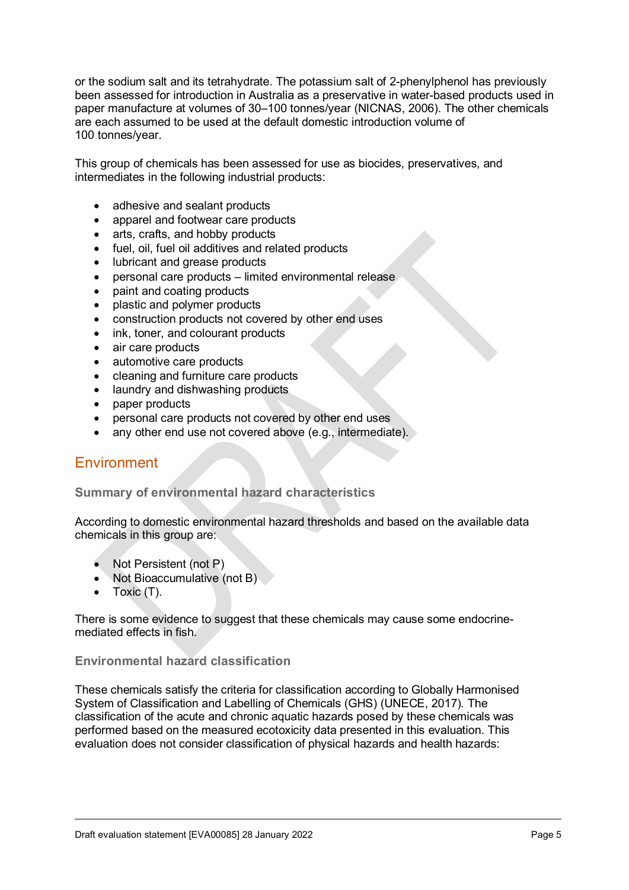or the sodium salt and its tetrahydrate. The potassium salt of 2-phenylphenol has previously been assessed for introduction in Australia as a preservative in water-based products used in paper manufacture at volumes of 30–100 tonnes/year (NICNAS, 2006). The other chemicals are each assumed to be used at the default domestic introduction volume of 100 tonnes/year.

This group of chemicals has been assessed for use as biocides, preservatives, and intermediates in the following industrial products:

- adhesive and sealant products
- apparel and footwear care products
- arts, crafts, and hobby products
- fuel, oil, fuel oil additives and related products
- lubricant and grease products
- personal care products – limited environmental release
- paint and coating products
- plastic and polymer products
- construction products not covered by other end uses
- ink, toner, and colourant products
- air care products
- automotive care products
- cleaning and furniture care products
- laundry and dishwashing products
- paper products
- personal care products not covered by other end uses
- any other end use not covered above (e.g., intermediate).

## Environment

### Summary of environmental hazard characteristics

According to domestic environmental hazard thresholds and based on the available data chemicals in this group are:

- Not Persistent (not P)
- Not Bioaccumulative (not B)
- Toxic (T).

There is some evidence to suggest that these chemicals may cause some endocrine-mediated effects in fish.

### Environmental hazard classification

These chemicals satisfy the criteria for classification according to Globally Harmonised System of Classification and Labelling of Chemicals (GHS) (UNECE, 2017). The classification of the acute and chronic aquatic hazards posed by these chemicals was performed based on the measured ecotoxicity data presented in this evaluation. This evaluation does not consider classification of physical hazards and health hazards: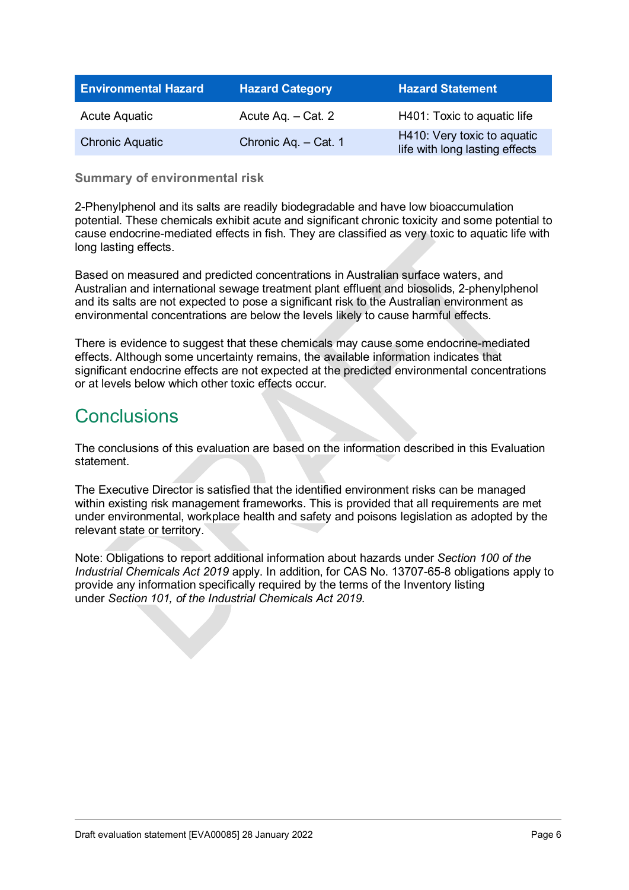| Environmental Hazard | Hazard Category | Hazard Statement |
|---|---|---|
| Acute Aquatic | Acute Aq. – Cat. 2 | H401: Toxic to aquatic life |
| Chronic Aquatic | Chronic Aq. – Cat. 1 | H410: Very toxic to aquatic life with long lasting effects |

### Summary of environmental risk

2-Phenylphenol and its salts are readily biodegradable and have low bioaccumulation potential. These chemicals exhibit acute and significant chronic toxicity and some potential to cause endocrine-mediated effects in fish. They are classified as very toxic to aquatic life with long lasting effects.

Based on measured and predicted concentrations in Australian surface waters, and Australian and international sewage treatment plant effluent and biosolids, 2-phenylphenol and its salts are not expected to pose a significant risk to the Australian environment as environmental concentrations are below the levels likely to cause harmful effects.

There is evidence to suggest that these chemicals may cause some endocrine-mediated effects. Although some uncertainty remains, the available information indicates that significant endocrine effects are not expected at the predicted environmental concentrations or at levels below which other toxic effects occur.

## Conclusions

The conclusions of this evaluation are based on the information described in this Evaluation statement.

The Executive Director is satisfied that the identified environment risks can be managed within existing risk management frameworks. This is provided that all requirements are met under environmental, workplace health and safety and poisons legislation as adopted by the relevant state or territory.

Note: Obligations to report additional information about hazards under *Section 100 of the Industrial Chemicals Act 2019* apply. In addition, for CAS No. 13707-65-8 obligations apply to provide any information specifically required by the terms of the Inventory listing under *Section 101, of the Industrial Chemicals Act 2019.*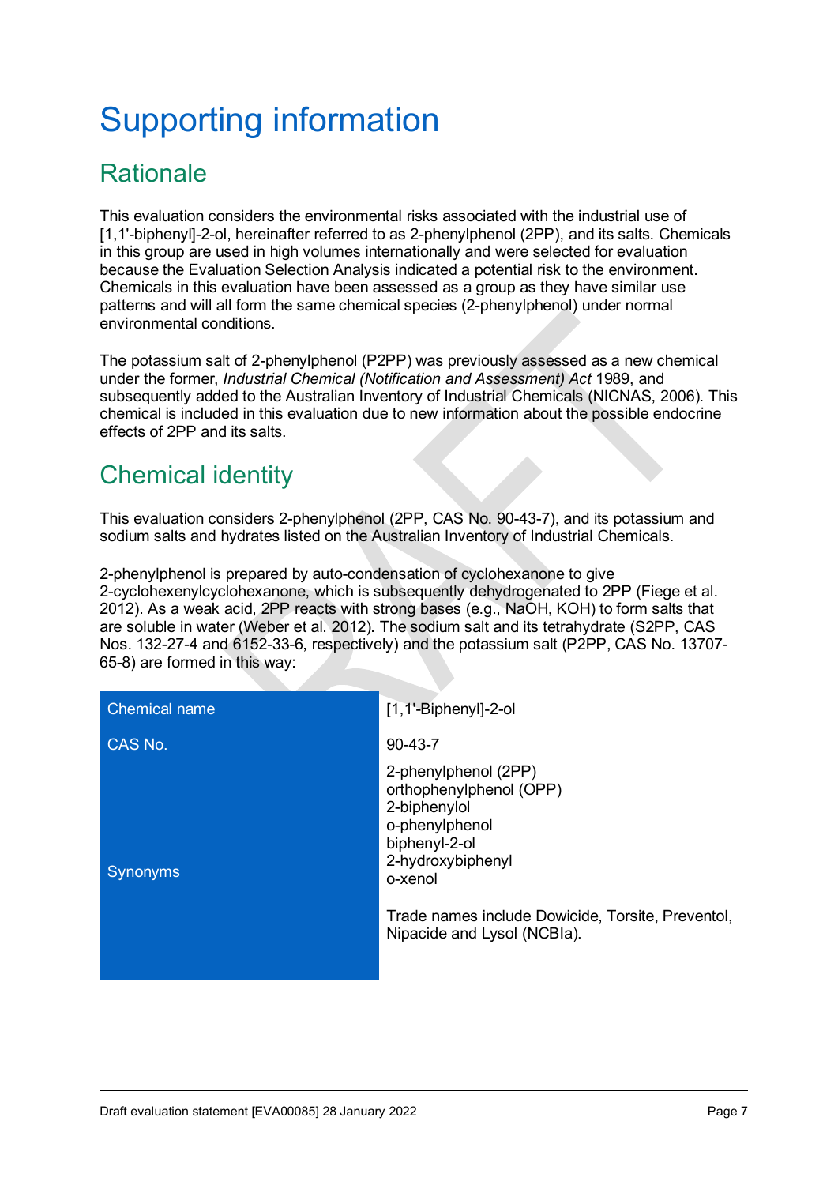# Supporting information

## Rationale

This evaluation considers the environmental risks associated with the industrial use of [1,1'-biphenyl]-2-ol, hereinafter referred to as 2-phenylphenol (2PP), and its salts. Chemicals in this group are used in high volumes internationally and were selected for evaluation because the Evaluation Selection Analysis indicated a potential risk to the environment. Chemicals in this evaluation have been assessed as a group as they have similar use patterns and will all form the same chemical species (2-phenylphenol) under normal environmental conditions.

The potassium salt of 2-phenylphenol (P2PP) was previously assessed as a new chemical under the former, *Industrial Chemical (Notification and Assessment) Act* 1989, and subsequently added to the Australian Inventory of Industrial Chemicals (NICNAS, 2006). This chemical is included in this evaluation due to new information about the possible endocrine effects of 2PP and its salts.

## Chemical identity

This evaluation considers 2-phenylphenol (2PP, CAS No. 90-43-7), and its potassium and sodium salts and hydrates listed on the Australian Inventory of Industrial Chemicals.

2-phenylphenol is prepared by auto-condensation of cyclohexanone to give 2-cyclohexenylcyclohexanone, which is subsequently dehydrogenated to 2PP (Fiege et al. 2012). As a weak acid, 2PP reacts with strong bases (e.g., NaOH, KOH) to form salts that are soluble in water (Weber et al. 2012). The sodium salt and its tetrahydrate (S2PP, CAS Nos. 132-27-4 and 6152-33-6, respectively) and the potassium salt (P2PP, CAS No. 13707-65-8) are formed in this way:

| | |
|---|---|
| Chemical name | [1,1'-Biphenyl]-2-ol |
| CAS No. | 90-43-7 |
| Synonyms | 2-phenylphenol (2PP)<br>orthophenylphenol (OPP)<br>2-biphenylol<br>o-phenylphenol<br>biphenyl-2-ol<br>2-hydroxybiphenyl<br>o-xenol<br><br>Trade names include Dowicide, Torsite, Preventol, Nipacide and Lysol (NCBIa). |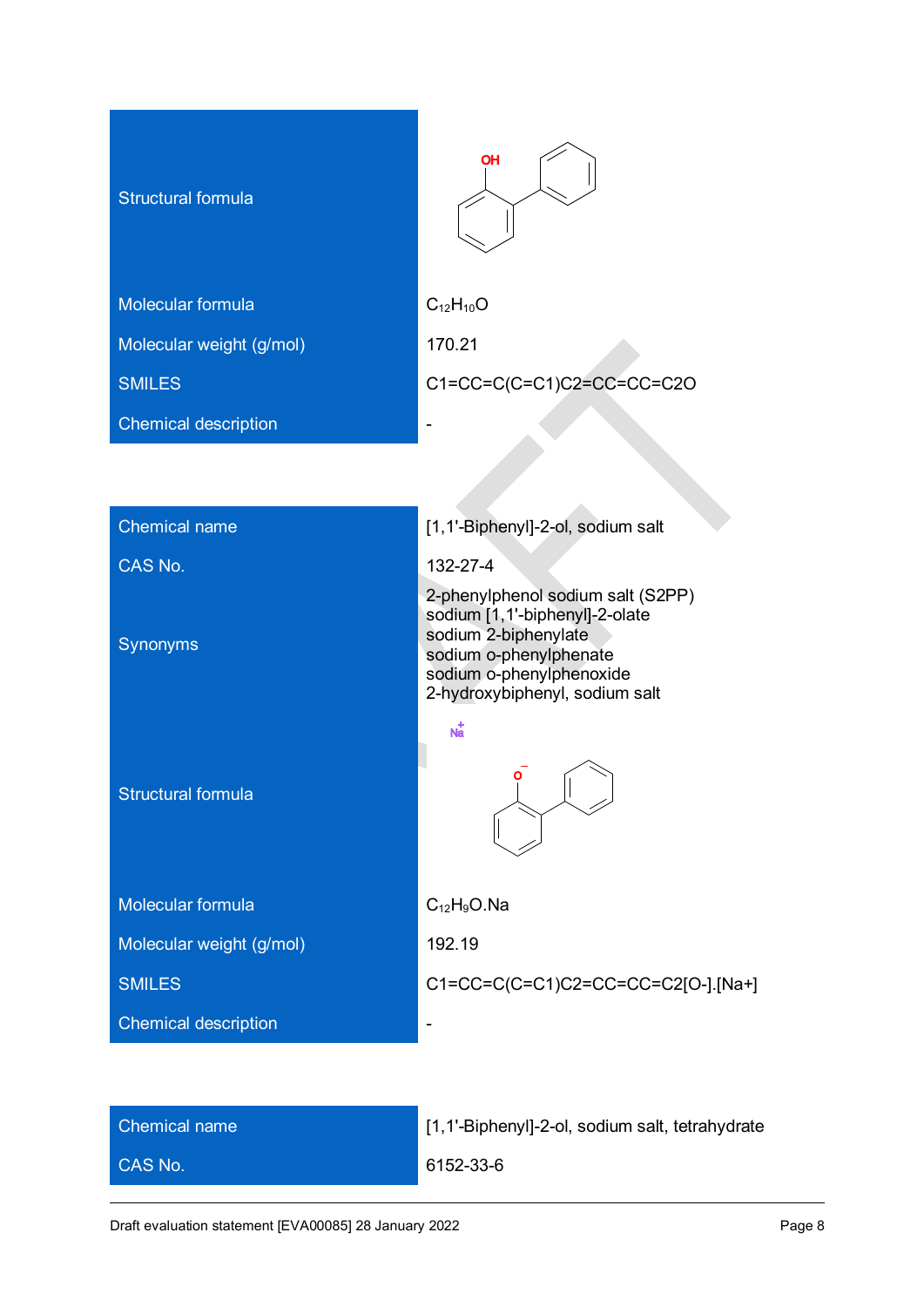| | |
|---|---|
| Structural formula | |
| Molecular formula | $C_{12}H_{10}O$ |
| Molecular weight (g/mol) | 170.21 |
| SMILES | C1=CC=C(C=C1)C2=CC=CC=C2O |
| Chemical description | - |

| | |
|---|---|
| Chemical name | [1,1'-Biphenyl]-2-ol, sodium salt |
| CAS No. | 132-27-4 |
| Synonyms | 2-phenylphenol sodium salt (S2PP)<br>sodium [1,1'-biphenyl]-2-olate<br>sodium 2-biphenylate<br>sodium o-phenylphenate<br>sodium o-phenylphenoxide<br>2-hydroxybiphenyl, sodium salt |
| Structural formula | |
| Molecular formula | $C_{12}H_9O.Na$ |
| Molecular weight (g/mol) | 192.19 |
| SMILES | C1=CC=C(C=C1)C2=CC=CC=C2[O-].[Na+] |
| Chemical description | - |

| | |
|---|---|
| Chemical name | [1,1'-Biphenyl]-2-ol, sodium salt, tetrahydrate |
| CAS No. | 6152-33-6 |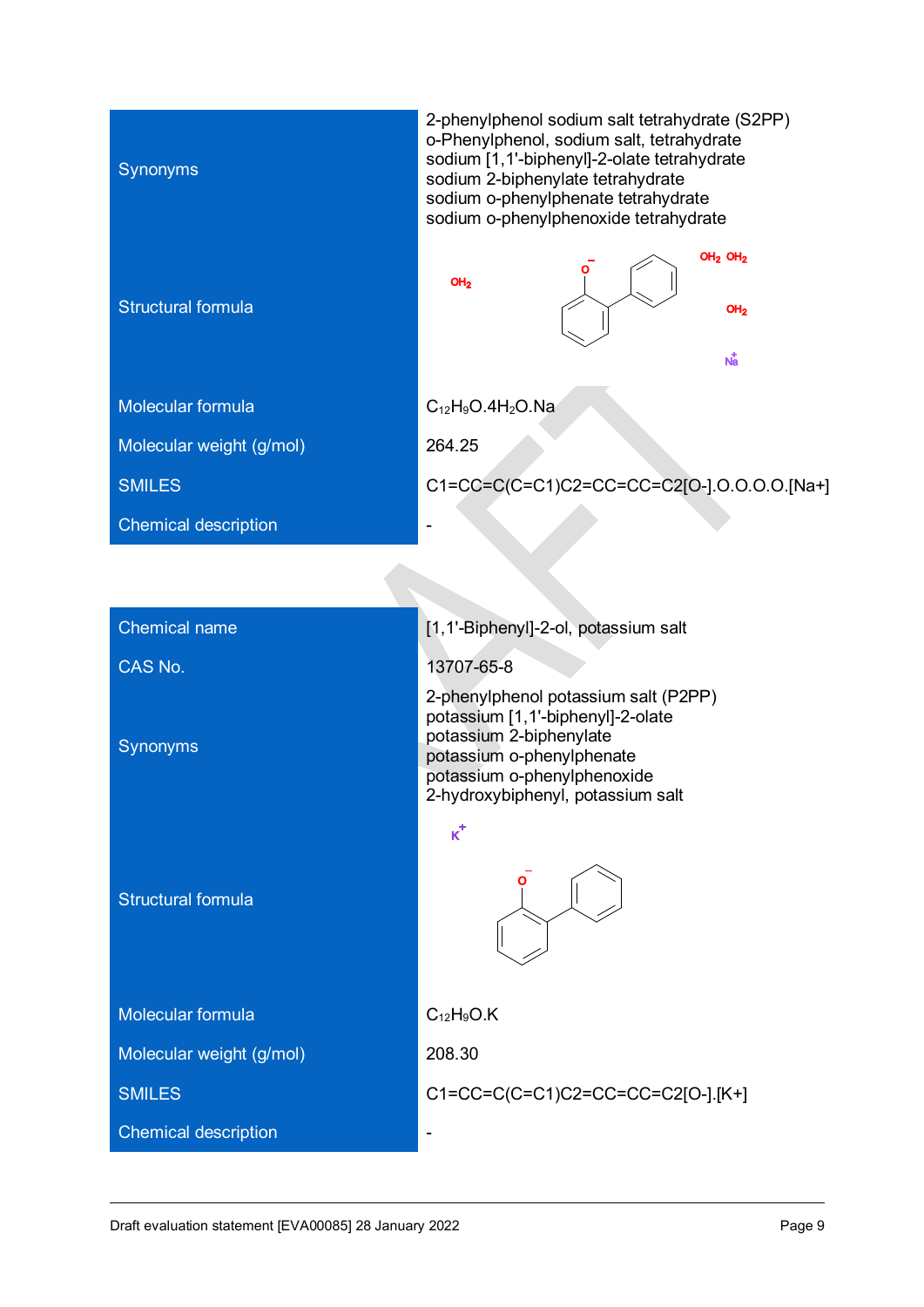| | |
|---|---|
| Synonyms | 2-phenylphenol sodium salt tetrahydrate (S2PP)<br>o-Phenylphenol, sodium salt, tetrahydrate<br>sodium [1,1'-biphenyl]-2-olate tetrahydrate<br>sodium 2-biphenylate tetrahydrate<br>sodium o-phenylphenate tetrahydrate<br>sodium o-phenylphenoxide tetrahydrate |
| Structural formula | |
| Molecular formula | $C_{12}H_9O.4H_2O.Na$ |
| Molecular weight (g/mol) | 264.25 |
| SMILES | C1=CC=C(C=C1)C2=CC=CC=C2[O-].O.O.O.O.[Na+] |
| Chemical description | - |

| | |
|---|---|
| Chemical name | [1,1'-Biphenyl]-2-ol, potassium salt |
| CAS No. | 13707-65-8 |
| Synonyms | 2-phenylphenol potassium salt (P2PP)<br>potassium [1,1'-biphenyl]-2-olate<br>potassium 2-biphenylate<br>potassium o-phenylphenate<br>potassium o-phenylphenoxide<br>2-hydroxybiphenyl, potassium salt |
| Structural formula | |
| Molecular formula | $C_{12}H_9O.K$ |
| Molecular weight (g/mol) | 208.30 |
| SMILES | C1=CC=C(C=C1)C2=CC=CC=C2[O-].[K+] |
| Chemical description | - |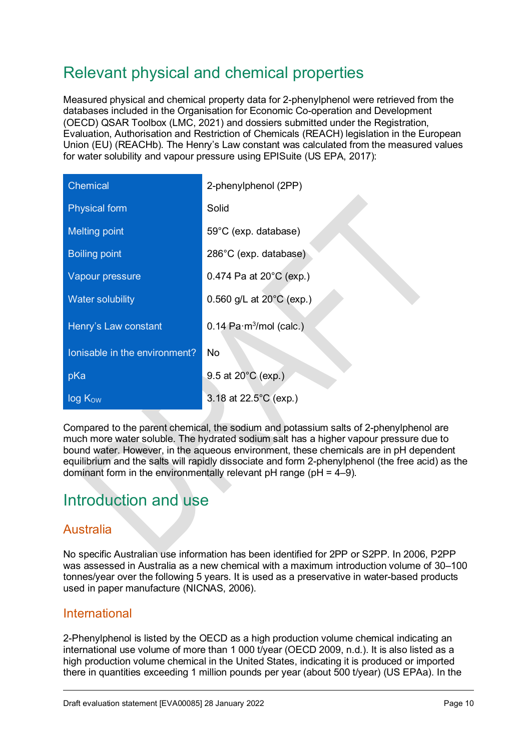## Relevant physical and chemical properties

Measured physical and chemical property data for 2-phenylphenol were retrieved from the databases included in the Organisation for Economic Co-operation and Development (OECD) QSAR Toolbox (LMC, 2021) and dossiers submitted under the Registration, Evaluation, Authorisation and Restriction of Chemicals (REACH) legislation in the European Union (EU) (REACHb). The Henry's Law constant was calculated from the measured values for water solubility and vapour pressure using EPISuite (US EPA, 2017):

| Chemical | 2-phenylphenol (2PP) |
|---|---|
| Physical form | Solid |
| Melting point | 59°C (exp. database) |
| Boiling point | 286°C (exp. database) |
| Vapour pressure | 0.474 Pa at 20°C (exp.) |
| Water solubility | 0.560 g/L at 20°C (exp.) |
| Henry's Law constant | 0.14 Pa·m$^3$/mol (calc.) |
| Ionisable in the environment? | No |
| pKa | 9.5 at 20°C (exp.) |
| log $K_{OW}$ | 3.18 at 22.5°C (exp.) |

Compared to the parent chemical, the sodium and potassium salts of 2-phenylphenol are much more water soluble. The hydrated sodium salt has a higher vapour pressure due to bound water. However, in the aqueous environment, these chemicals are in pH dependent equilibrium and the salts will rapidly dissociate and form 2-phenylphenol (the free acid) as the dominant form in the environmentally relevant pH range (pH = 4–9).

## Introduction and use

### Australia

No specific Australian use information has been identified for 2PP or S2PP. In 2006, P2PP was assessed in Australia as a new chemical with a maximum introduction volume of 30–100 tonnes/year over the following 5 years. It is used as a preservative in water-based products used in paper manufacture (NICNAS, 2006).

### International

2-Phenylphenol is listed by the OECD as a high production volume chemical indicating an international use volume of more than 1 000 t/year (OECD 2009, n.d.). It is also listed as a high production volume chemical in the United States, indicating it is produced or imported there in quantities exceeding 1 million pounds per year (about 500 t/year) (US EPAa). In the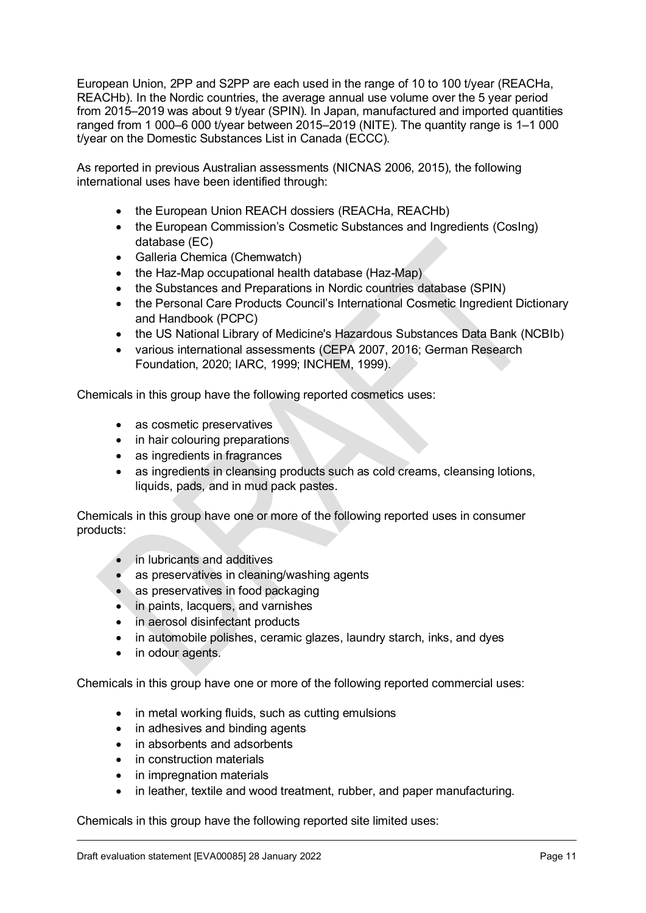European Union, 2PP and S2PP are each used in the range of 10 to 100 t/year (REACHa, REACHb). In the Nordic countries, the average annual use volume over the 5 year period from 2015–2019 was about 9 t/year (SPIN). In Japan, manufactured and imported quantities ranged from 1 000–6 000 t/year between 2015–2019 (NITE). The quantity range is 1–1 000 t/year on the Domestic Substances List in Canada (ECCC).

As reported in previous Australian assessments (NICNAS 2006, 2015), the following international uses have been identified through:

- the European Union REACH dossiers (REACHa, REACHb)
- the European Commission's Cosmetic Substances and Ingredients (CosIng) database (EC)
- Galleria Chemica (Chemwatch)
- the Haz-Map occupational health database (Haz-Map)
- the Substances and Preparations in Nordic countries database (SPIN)
- the Personal Care Products Council's International Cosmetic Ingredient Dictionary and Handbook (PCPC)
- the US National Library of Medicine's Hazardous Substances Data Bank (NCBIb)
- various international assessments (CEPA 2007, 2016; German Research Foundation, 2020; IARC, 1999; INCHEM, 1999).

Chemicals in this group have the following reported cosmetics uses:

- as cosmetic preservatives
- in hair colouring preparations
- as ingredients in fragrances
- as ingredients in cleansing products such as cold creams, cleansing lotions, liquids, pads, and in mud pack pastes.

Chemicals in this group have one or more of the following reported uses in consumer products:

- in lubricants and additives
- as preservatives in cleaning/washing agents
- as preservatives in food packaging
- in paints, lacquers, and varnishes
- in aerosol disinfectant products
- in automobile polishes, ceramic glazes, laundry starch, inks, and dyes
- in odour agents.

Chemicals in this group have one or more of the following reported commercial uses:

- in metal working fluids, such as cutting emulsions
- in adhesives and binding agents
- in absorbents and adsorbents
- in construction materials
- in impregnation materials
- in leather, textile and wood treatment, rubber, and paper manufacturing.

Chemicals in this group have the following reported site limited uses: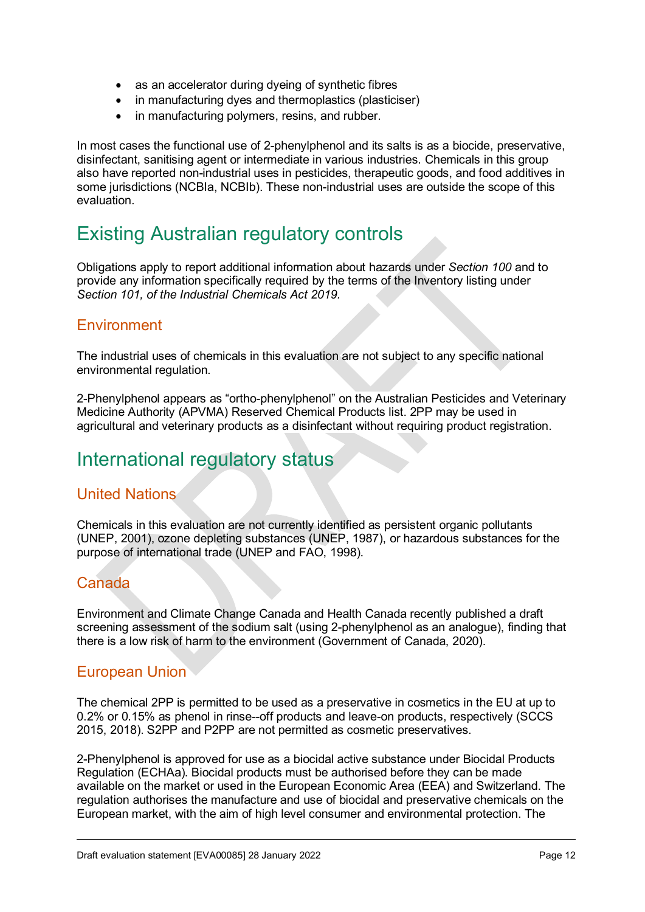- as an accelerator during dyeing of synthetic fibres
- in manufacturing dyes and thermoplastics (plasticiser)
- in manufacturing polymers, resins, and rubber.

In most cases the functional use of 2-phenylphenol and its salts is as a biocide, preservative, disinfectant, sanitising agent or intermediate in various industries. Chemicals in this group also have reported non-industrial uses in pesticides, therapeutic goods, and food additives in some jurisdictions (NCBIa, NCBIb). These non-industrial uses are outside the scope of this evaluation.

# Existing Australian regulatory controls

Obligations apply to report additional information about hazards under *Section 100* and to provide any information specifically required by the terms of the Inventory listing under *Section 101, of the Industrial Chemicals Act 2019.*

## Environment

The industrial uses of chemicals in this evaluation are not subject to any specific national environmental regulation.

2-Phenylphenol appears as "ortho-phenylphenol" on the Australian Pesticides and Veterinary Medicine Authority (APVMA) Reserved Chemical Products list. 2PP may be used in agricultural and veterinary products as a disinfectant without requiring product registration.

# International regulatory status

## United Nations

Chemicals in this evaluation are not currently identified as persistent organic pollutants (UNEP, 2001), ozone depleting substances (UNEP, 1987), or hazardous substances for the purpose of international trade (UNEP and FAO, 1998).

## Canada

Environment and Climate Change Canada and Health Canada recently published a draft screening assessment of the sodium salt (using 2-phenylphenol as an analogue), finding that there is a low risk of harm to the environment (Government of Canada, 2020).

## European Union

The chemical 2PP is permitted to be used as a preservative in cosmetics in the EU at up to 0.2% or 0.15% as phenol in rinse--off products and leave-on products, respectively (SCCS 2015, 2018). S2PP and P2PP are not permitted as cosmetic preservatives.

2-Phenylphenol is approved for use as a biocidal active substance under Biocidal Products Regulation (ECHAa). Biocidal products must be authorised before they can be made available on the market or used in the European Economic Area (EEA) and Switzerland. The regulation authorises the manufacture and use of biocidal and preservative chemicals on the European market, with the aim of high level consumer and environmental protection. The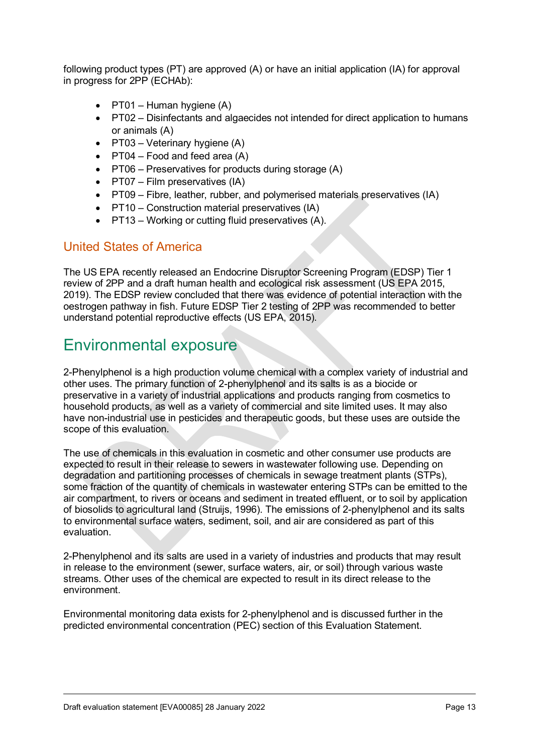following product types (PT) are approved (A) or have an initial application (IA) for approval in progress for 2PP (ECHAb):

- PT01 – Human hygiene (A)
- PT02 – Disinfectants and algaecides not intended for direct application to humans or animals (A)
- PT03 – Veterinary hygiene (A)
- PT04 – Food and feed area (A)
- PT06 – Preservatives for products during storage (A)
- PT07 – Film preservatives (IA)
- PT09 – Fibre, leather, rubber, and polymerised materials preservatives (IA)
- PT10 – Construction material preservatives (IA)
- PT13 – Working or cutting fluid preservatives (A).

### United States of America

The US EPA recently released an Endocrine Disruptor Screening Program (EDSP) Tier 1 review of 2PP and a draft human health and ecological risk assessment (US EPA 2015, 2019). The EDSP review concluded that there was evidence of potential interaction with the oestrogen pathway in fish. Future EDSP Tier 2 testing of 2PP was recommended to better understand potential reproductive effects (US EPA, 2015).

## Environmental exposure

2-Phenylphenol is a high production volume chemical with a complex variety of industrial and other uses. The primary function of 2-phenylphenol and its salts is as a biocide or preservative in a variety of industrial applications and products ranging from cosmetics to household products, as well as a variety of commercial and site limited uses. It may also have non-industrial use in pesticides and therapeutic goods, but these uses are outside the scope of this evaluation.

The use of chemicals in this evaluation in cosmetic and other consumer use products are expected to result in their release to sewers in wastewater following use. Depending on degradation and partitioning processes of chemicals in sewage treatment plants (STPs), some fraction of the quantity of chemicals in wastewater entering STPs can be emitted to the air compartment, to rivers or oceans and sediment in treated effluent, or to soil by application of biosolids to agricultural land (Struijs, 1996). The emissions of 2-phenylphenol and its salts to environmental surface waters, sediment, soil, and air are considered as part of this evaluation.

2-Phenylphenol and its salts are used in a variety of industries and products that may result in release to the environment (sewer, surface waters, air, or soil) through various waste streams. Other uses of the chemical are expected to result in its direct release to the environment.

Environmental monitoring data exists for 2-phenylphenol and is discussed further in the predicted environmental concentration (PEC) section of this Evaluation Statement.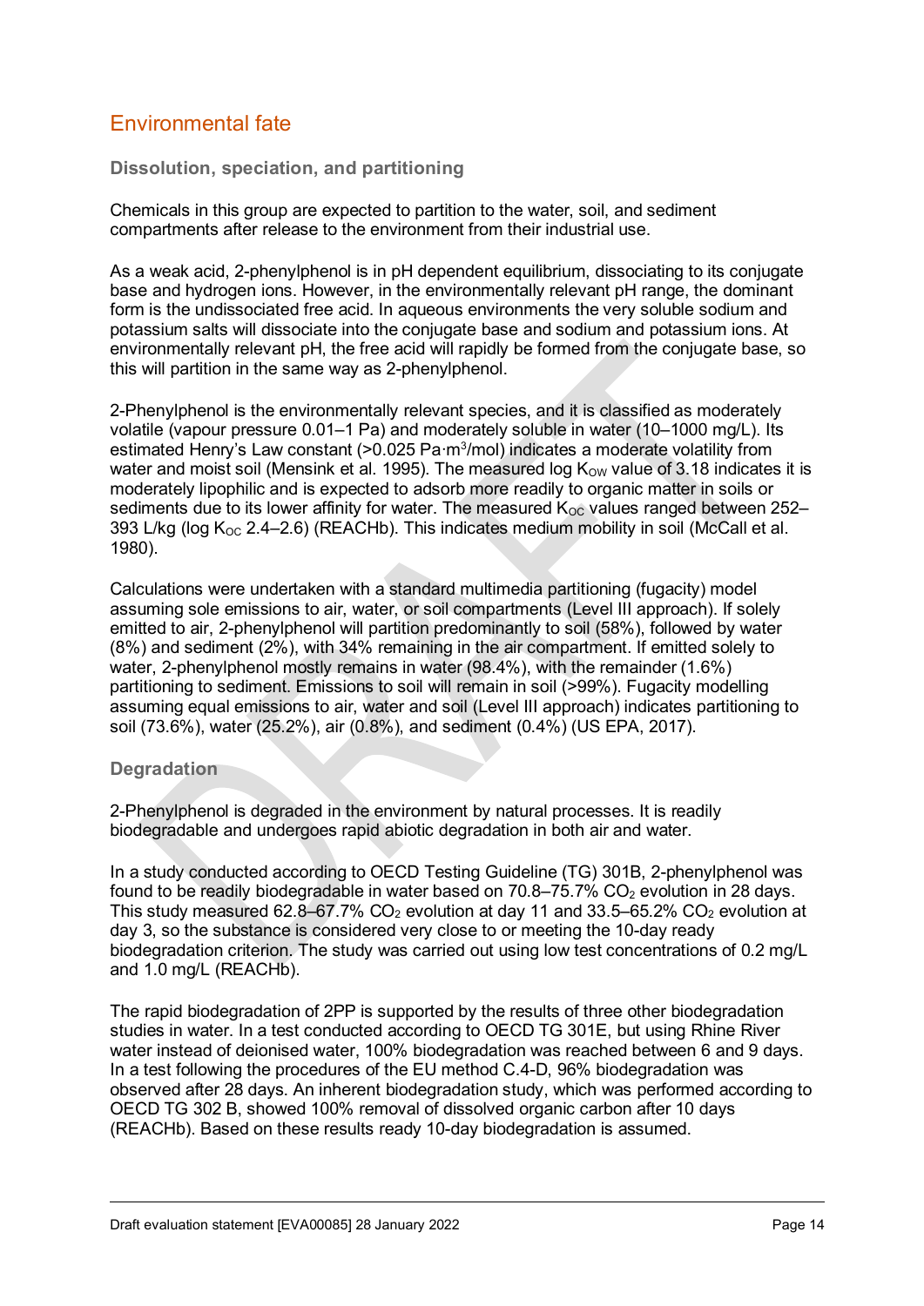## Environmental fate

### Dissolution, speciation, and partitioning

Chemicals in this group are expected to partition to the water, soil, and sediment compartments after release to the environment from their industrial use.

As a weak acid, 2-phenylphenol is in pH dependent equilibrium, dissociating to its conjugate base and hydrogen ions. However, in the environmentally relevant pH range, the dominant form is the undissociated free acid. In aqueous environments the very soluble sodium and potassium salts will dissociate into the conjugate base and sodium and potassium ions. At environmentally relevant pH, the free acid will rapidly be formed from the conjugate base, so this will partition in the same way as 2-phenylphenol.

2-Phenylphenol is the environmentally relevant species, and it is classified as moderately volatile (vapour pressure 0.01–1 Pa) and moderately soluble in water (10–1000 mg/L). Its estimated Henry's Law constant (>0.025 Pa·m$^3$/mol) indicates a moderate volatility from water and moist soil (Mensink et al. 1995). The measured log $K_{OW}$ value of 3.18 indicates it is moderately lipophilic and is expected to adsorb more readily to organic matter in soils or sediments due to its lower affinity for water. The measured $K_{OC}$ values ranged between 252–393 L/kg (log $K_{OC}$ 2.4–2.6) (REACHb). This indicates medium mobility in soil (McCall et al. 1980).

Calculations were undertaken with a standard multimedia partitioning (fugacity) model assuming sole emissions to air, water, or soil compartments (Level III approach). If solely emitted to air, 2-phenylphenol will partition predominantly to soil (58%), followed by water (8%) and sediment (2%), with 34% remaining in the air compartment. If emitted solely to water, 2-phenylphenol mostly remains in water (98.4%), with the remainder (1.6%) partitioning to sediment. Emissions to soil will remain in soil (>99%). Fugacity modelling assuming equal emissions to air, water and soil (Level III approach) indicates partitioning to soil (73.6%), water (25.2%), air (0.8%), and sediment (0.4%) (US EPA, 2017).

### Degradation

2-Phenylphenol is degraded in the environment by natural processes. It is readily biodegradable and undergoes rapid abiotic degradation in both air and water.

In a study conducted according to OECD Testing Guideline (TG) 301B, 2-phenylphenol was found to be readily biodegradable in water based on 70.8–75.7% $CO_2$ evolution in 28 days. This study measured 62.8–67.7% $CO_2$ evolution at day 11 and 33.5–65.2% $CO_2$ evolution at day 3, so the substance is considered very close to or meeting the 10-day ready biodegradation criterion. The study was carried out using low test concentrations of 0.2 mg/L and 1.0 mg/L (REACHb).

The rapid biodegradation of 2PP is supported by the results of three other biodegradation studies in water. In a test conducted according to OECD TG 301E, but using Rhine River water instead of deionised water, 100% biodegradation was reached between 6 and 9 days. In a test following the procedures of the EU method C.4-D, 96% biodegradation was observed after 28 days. An inherent biodegradation study, which was performed according to OECD TG 302 B, showed 100% removal of dissolved organic carbon after 10 days (REACHb). Based on these results ready 10-day biodegradation is assumed.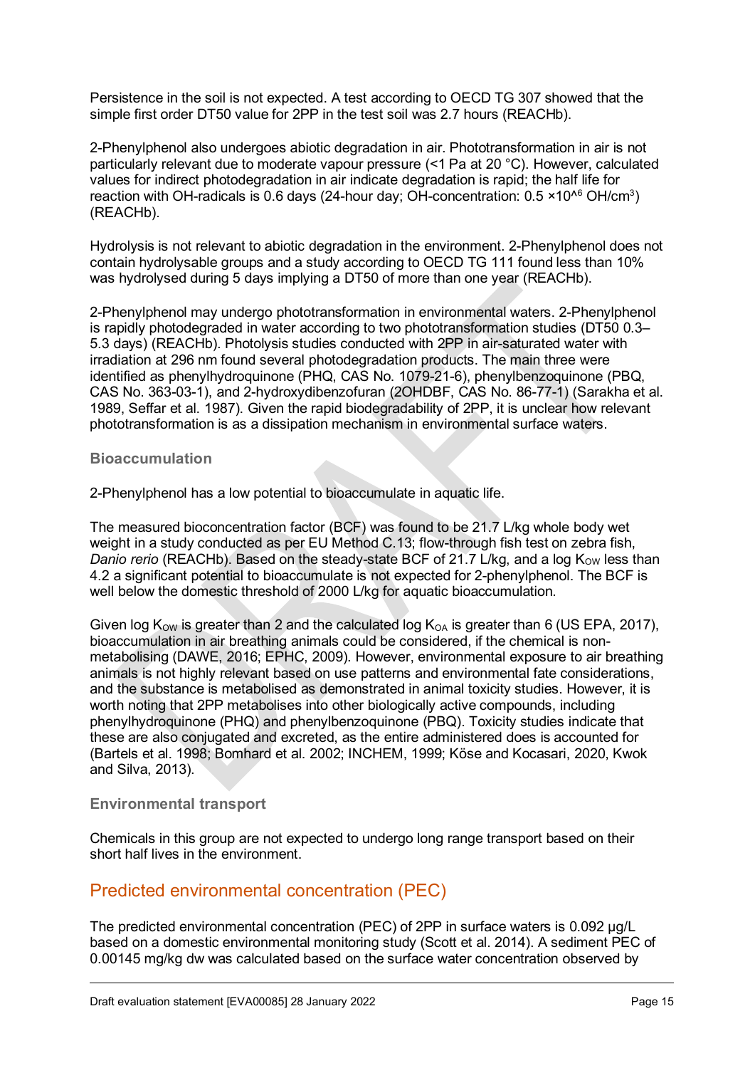Persistence in the soil is not expected. A test according to OECD TG 307 showed that the simple first order DT50 value for 2PP in the test soil was 2.7 hours (REACHb).

2-Phenylphenol also undergoes abiotic degradation in air. Phototransformation in air is not particularly relevant due to moderate vapour pressure (<1 Pa at 20 °C). However, calculated values for indirect photodegradation in air indicate degradation is rapid; the half life for reaction with OH-radicals is 0.6 days (24-hour day; OH-concentration: 0.5 ×10^6 OH/cm$^3$) (REACHb).

Hydrolysis is not relevant to abiotic degradation in the environment. 2-Phenylphenol does not contain hydrolysable groups and a study according to OECD TG 111 found less than 10% was hydrolysed during 5 days implying a DT50 of more than one year (REACHb).

2-Phenylphenol may undergo phototransformation in environmental waters. 2-Phenylphenol is rapidly photodegraded in water according to two phototransformation studies (DT50 0.3–5.3 days) (REACHb). Photolysis studies conducted with 2PP in air-saturated water with irradiation at 296 nm found several photodegradation products. The main three were identified as phenylhydroquinone (PHQ, CAS No. 1079-21-6), phenylbenzoquinone (PBQ, CAS No. 363-03-1), and 2-hydroxydibenzofuran (2OHDBF, CAS No. 86-77-1) (Sarakha et al. 1989, Seffar et al. 1987). Given the rapid biodegradability of 2PP, it is unclear how relevant phototransformation is as a dissipation mechanism in environmental surface waters.

### Bioaccumulation

2-Phenylphenol has a low potential to bioaccumulate in aquatic life.

The measured bioconcentration factor (BCF) was found to be 21.7 L/kg whole body wet weight in a study conducted as per EU Method C.13; flow-through fish test on zebra fish, *Danio rerio* (REACHb). Based on the steady-state BCF of 21.7 L/kg, and a log $K_{OW}$ less than 4.2 a significant potential to bioaccumulate is not expected for 2-phenylphenol. The BCF is well below the domestic threshold of 2000 L/kg for aquatic bioaccumulation.

Given log $K_{OW}$ is greater than 2 and the calculated log $K_{OA}$ is greater than 6 (US EPA, 2017), bioaccumulation in air breathing animals could be considered, if the chemical is non-metabolising (DAWE, 2016; EPHC, 2009). However, environmental exposure to air breathing animals is not highly relevant based on use patterns and environmental fate considerations, and the substance is metabolised as demonstrated in animal toxicity studies. However, it is worth noting that 2PP metabolises into other biologically active compounds, including phenylhydroquinone (PHQ) and phenylbenzoquinone (PBQ). Toxicity studies indicate that these are also conjugated and excreted, as the entire administered does is accounted for (Bartels et al. 1998; Bomhard et al. 2002; INCHEM, 1999; Köse and Kocasari, 2020, Kwok and Silva, 2013).

### Environmental transport

Chemicals in this group are not expected to undergo long range transport based on their short half lives in the environment.

## Predicted environmental concentration (PEC)

The predicted environmental concentration (PEC) of 2PP in surface waters is 0.092 µg/L based on a domestic environmental monitoring study (Scott et al. 2014). A sediment PEC of 0.00145 mg/kg dw was calculated based on the surface water concentration observed by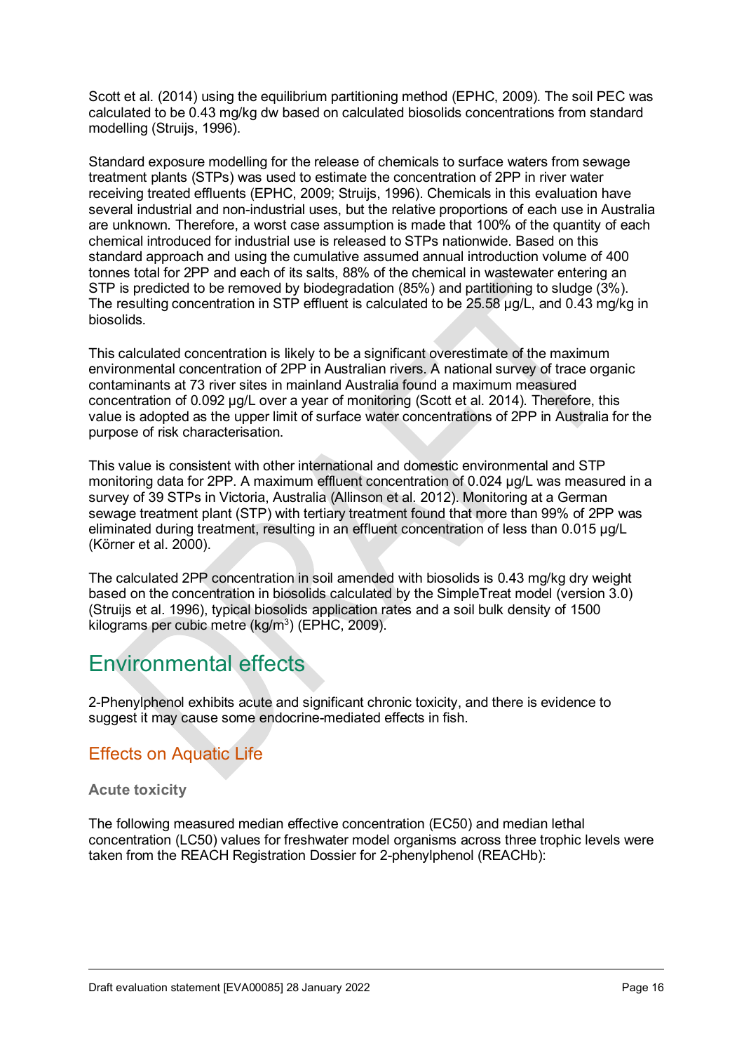Scott et al. (2014) using the equilibrium partitioning method (EPHC, 2009). The soil PEC was calculated to be 0.43 mg/kg dw based on calculated biosolids concentrations from standard modelling (Struijs, 1996).

Standard exposure modelling for the release of chemicals to surface waters from sewage treatment plants (STPs) was used to estimate the concentration of 2PP in river water receiving treated effluents (EPHC, 2009; Struijs, 1996). Chemicals in this evaluation have several industrial and non-industrial uses, but the relative proportions of each use in Australia are unknown. Therefore, a worst case assumption is made that 100% of the quantity of each chemical introduced for industrial use is released to STPs nationwide. Based on this standard approach and using the cumulative assumed annual introduction volume of 400 tonnes total for 2PP and each of its salts, 88% of the chemical in wastewater entering an STP is predicted to be removed by biodegradation (85%) and partitioning to sludge (3%). The resulting concentration in STP effluent is calculated to be 25.58 µg/L, and 0.43 mg/kg in biosolids.

This calculated concentration is likely to be a significant overestimate of the maximum environmental concentration of 2PP in Australian rivers. A national survey of trace organic contaminants at 73 river sites in mainland Australia found a maximum measured concentration of 0.092 µg/L over a year of monitoring (Scott et al. 2014). Therefore, this value is adopted as the upper limit of surface water concentrations of 2PP in Australia for the purpose of risk characterisation.

This value is consistent with other international and domestic environmental and STP monitoring data for 2PP. A maximum effluent concentration of 0.024 µg/L was measured in a survey of 39 STPs in Victoria, Australia (Allinson et al. 2012). Monitoring at a German sewage treatment plant (STP) with tertiary treatment found that more than 99% of 2PP was eliminated during treatment, resulting in an effluent concentration of less than 0.015 µg/L (Körner et al. 2000).

The calculated 2PP concentration in soil amended with biosolids is 0.43 mg/kg dry weight based on the concentration in biosolids calculated by the SimpleTreat model (version 3.0) (Struijs et al. 1996), typical biosolids application rates and a soil bulk density of 1500 kilograms per cubic metre (kg/m$^3$) (EPHC, 2009).

# Environmental effects

2-Phenylphenol exhibits acute and significant chronic toxicity, and there is evidence to suggest it may cause some endocrine-mediated effects in fish.

## Effects on Aquatic Life

### Acute toxicity

The following measured median effective concentration (EC50) and median lethal concentration (LC50) values for freshwater model organisms across three trophic levels were taken from the REACH Registration Dossier for 2-phenylphenol (REACHb):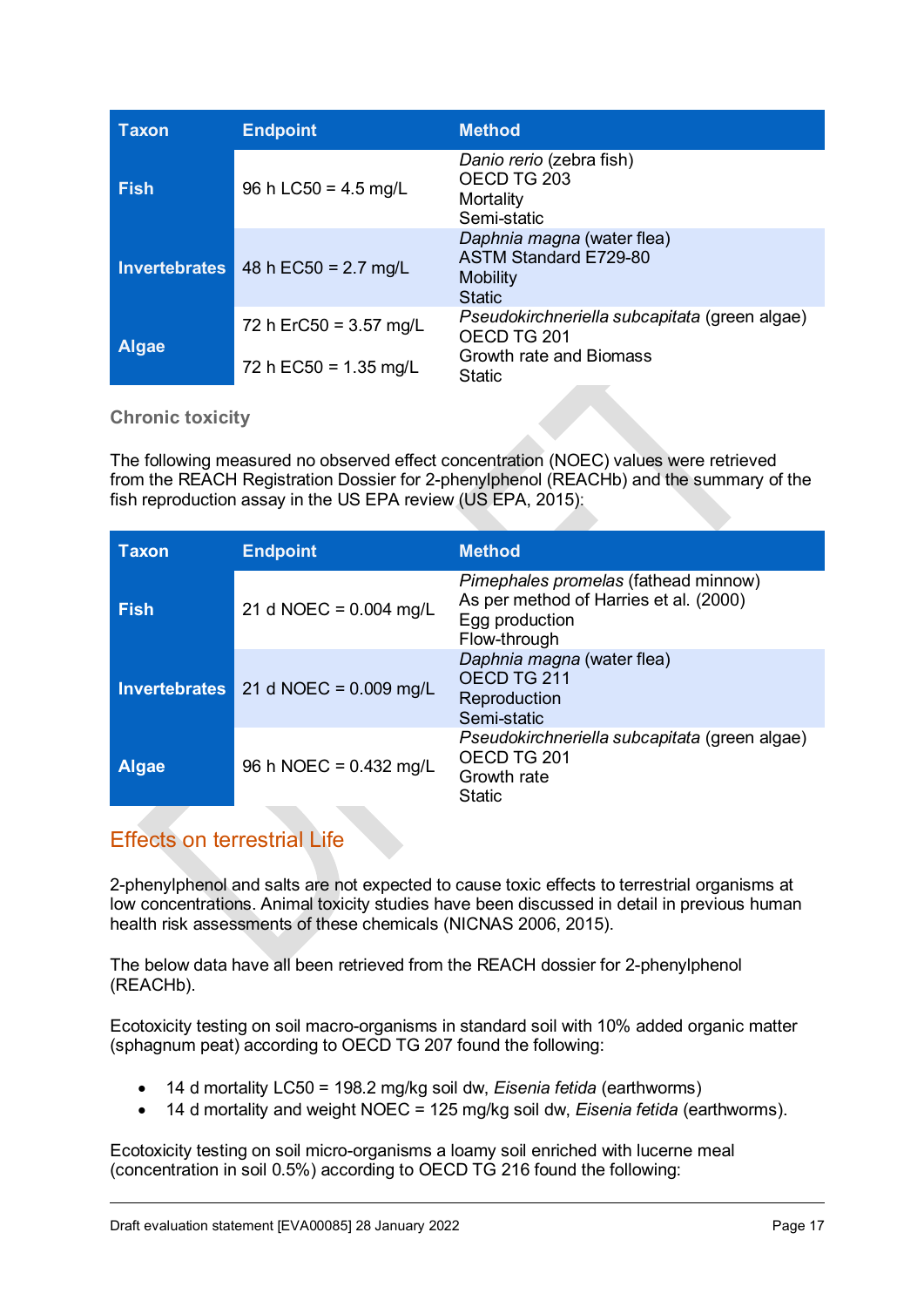| Taxon | Endpoint | Method |
|---|---|---|
| Fish | 96 h LC50 = 4.5 mg/L | *Danio rerio* (zebra fish)<br>OECD TG 203<br>Mortality<br>Semi-static |
| Invertebrates | 48 h EC50 = 2.7 mg/L | *Daphnia magna* (water flea)<br>ASTM Standard E729-80<br>Mobility<br>Static |
| Algae | 72 h ErC50 = 3.57 mg/L<br><br>72 h EC50 = 1.35 mg/L | *Pseudokirchneriella subcapitata* (green algae)<br>OECD TG 201<br>Growth rate and Biomass<br>Static |

### Chronic toxicity

The following measured no observed effect concentration (NOEC) values were retrieved from the REACH Registration Dossier for 2-phenylphenol (REACHb) and the summary of the fish reproduction assay in the US EPA review (US EPA, 2015):

| Taxon | Endpoint | Method |
|---|---|---|
| Fish | 21 d NOEC = 0.004 mg/L | *Pimephales promelas* (fathead minnow)<br>As per method of Harries et al. (2000)<br>Egg production<br>Flow-through |
| Invertebrates | 21 d NOEC = 0.009 mg/L | *Daphnia magna* (water flea)<br>OECD TG 211<br>Reproduction<br>Semi-static |
| Algae | 96 h NOEC = 0.432 mg/L | *Pseudokirchneriella subcapitata* (green algae)<br>OECD TG 201<br>Growth rate<br>Static |

## Effects on terrestrial Life

2-phenylphenol and salts are not expected to cause toxic effects to terrestrial organisms at low concentrations. Animal toxicity studies have been discussed in detail in previous human health risk assessments of these chemicals (NICNAS 2006, 2015).

The below data have all been retrieved from the REACH dossier for 2-phenylphenol (REACHb).

Ecotoxicity testing on soil macro-organisms in standard soil with 10% added organic matter (sphagnum peat) according to OECD TG 207 found the following:

- 14 d mortality LC50 = 198.2 mg/kg soil dw, *Eisenia fetida* (earthworms)
- 14 d mortality and weight NOEC = 125 mg/kg soil dw, *Eisenia fetida* (earthworms).

Ecotoxicity testing on soil micro-organisms a loamy soil enriched with lucerne meal (concentration in soil 0.5%) according to OECD TG 216 found the following: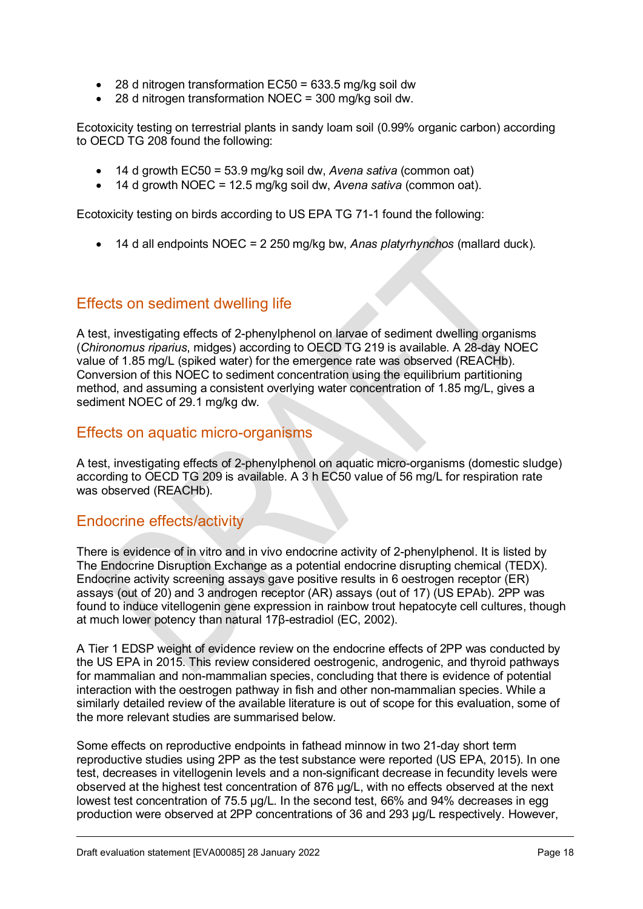- 28 d nitrogen transformation EC50 = 633.5 mg/kg soil dw
- 28 d nitrogen transformation NOEC = 300 mg/kg soil dw.

Ecotoxicity testing on terrestrial plants in sandy loam soil (0.99% organic carbon) according to OECD TG 208 found the following:

- 14 d growth EC50 = 53.9 mg/kg soil dw, *Avena sativa* (common oat)
- 14 d growth NOEC = 12.5 mg/kg soil dw, *Avena sativa* (common oat).

Ecotoxicity testing on birds according to US EPA TG 71-1 found the following:

- 14 d all endpoints NOEC = 2 250 mg/kg bw, *Anas platyrhynchos* (mallard duck).

## Effects on sediment dwelling life

A test, investigating effects of 2-phenylphenol on larvae of sediment dwelling organisms (*Chironomus riparius*, midges) according to OECD TG 219 is available. A 28-day NOEC value of 1.85 mg/L (spiked water) for the emergence rate was observed (REACHb). Conversion of this NOEC to sediment concentration using the equilibrium partitioning method, and assuming a consistent overlying water concentration of 1.85 mg/L, gives a sediment NOEC of 29.1 mg/kg dw.

## Effects on aquatic micro-organisms

A test, investigating effects of 2-phenylphenol on aquatic micro-organisms (domestic sludge) according to OECD TG 209 is available. A 3 h EC50 value of 56 mg/L for respiration rate was observed (REACHb).

## Endocrine effects/activity

There is evidence of in vitro and in vivo endocrine activity of 2-phenylphenol. It is listed by The Endocrine Disruption Exchange as a potential endocrine disrupting chemical (TEDX). Endocrine activity screening assays gave positive results in 6 oestrogen receptor (ER) assays (out of 20) and 3 androgen receptor (AR) assays (out of 17) (US EPAb). 2PP was found to induce vitellogenin gene expression in rainbow trout hepatocyte cell cultures, though at much lower potency than natural 17β-estradiol (EC, 2002).

A Tier 1 EDSP weight of evidence review on the endocrine effects of 2PP was conducted by the US EPA in 2015. This review considered oestrogenic, androgenic, and thyroid pathways for mammalian and non-mammalian species, concluding that there is evidence of potential interaction with the oestrogen pathway in fish and other non-mammalian species. While a similarly detailed review of the available literature is out of scope for this evaluation, some of the more relevant studies are summarised below.

Some effects on reproductive endpoints in fathead minnow in two 21-day short term reproductive studies using 2PP as the test substance were reported (US EPA, 2015). In one test, decreases in vitellogenin levels and a non-significant decrease in fecundity levels were observed at the highest test concentration of 876 µg/L, with no effects observed at the next lowest test concentration of 75.5 µg/L. In the second test, 66% and 94% decreases in egg production were observed at 2PP concentrations of 36 and 293 µg/L respectively. However,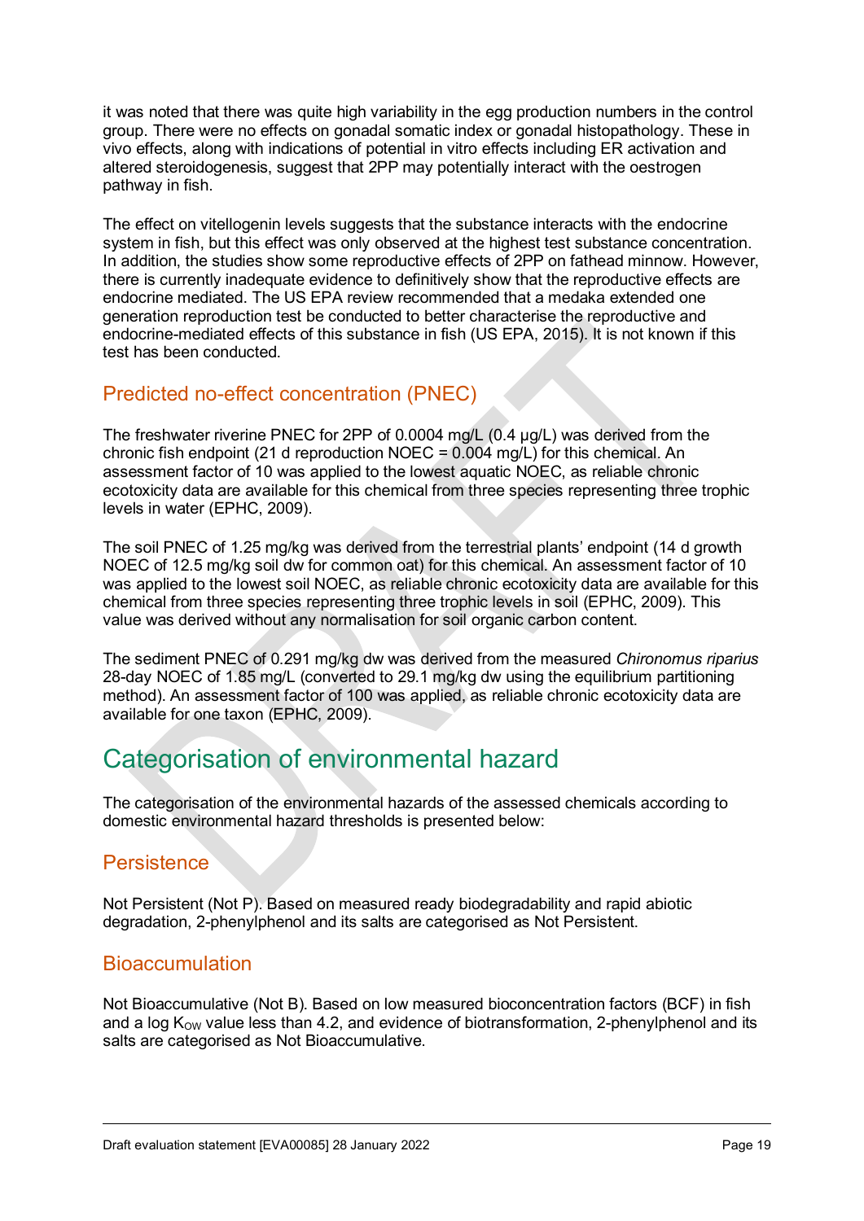it was noted that there was quite high variability in the egg production numbers in the control group. There were no effects on gonadal somatic index or gonadal histopathology. These in vivo effects, along with indications of potential in vitro effects including ER activation and altered steroidogenesis, suggest that 2PP may potentially interact with the oestrogen pathway in fish.

The effect on vitellogenin levels suggests that the substance interacts with the endocrine system in fish, but this effect was only observed at the highest test substance concentration. In addition, the studies show some reproductive effects of 2PP on fathead minnow. However, there is currently inadequate evidence to definitively show that the reproductive effects are endocrine mediated. The US EPA review recommended that a medaka extended one generation reproduction test be conducted to better characterise the reproductive and endocrine-mediated effects of this substance in fish (US EPA, 2015). It is not known if this test has been conducted.

## Predicted no-effect concentration (PNEC)

The freshwater riverine PNEC for 2PP of 0.0004 mg/L (0.4 µg/L) was derived from the chronic fish endpoint (21 d reproduction NOEC = 0.004 mg/L) for this chemical. An assessment factor of 10 was applied to the lowest aquatic NOEC, as reliable chronic ecotoxicity data are available for this chemical from three species representing three trophic levels in water (EPHC, 2009).

The soil PNEC of 1.25 mg/kg was derived from the terrestrial plants' endpoint (14 d growth NOEC of 12.5 mg/kg soil dw for common oat) for this chemical. An assessment factor of 10 was applied to the lowest soil NOEC, as reliable chronic ecotoxicity data are available for this chemical from three species representing three trophic levels in soil (EPHC, 2009). This value was derived without any normalisation for soil organic carbon content.

The sediment PNEC of 0.291 mg/kg dw was derived from the measured *Chironomus riparius* 28-day NOEC of 1.85 mg/L (converted to 29.1 mg/kg dw using the equilibrium partitioning method). An assessment factor of 100 was applied, as reliable chronic ecotoxicity data are available for one taxon (EPHC, 2009).

# Categorisation of environmental hazard

The categorisation of the environmental hazards of the assessed chemicals according to domestic environmental hazard thresholds is presented below:

## Persistence

Not Persistent (Not P). Based on measured ready biodegradability and rapid abiotic degradation, 2-phenylphenol and its salts are categorised as Not Persistent.

## Bioaccumulation

Not Bioaccumulative (Not B). Based on low measured bioconcentration factors (BCF) in fish and a log $K_{OW}$ value less than 4.2, and evidence of biotransformation, 2-phenylphenol and its salts are categorised as Not Bioaccumulative.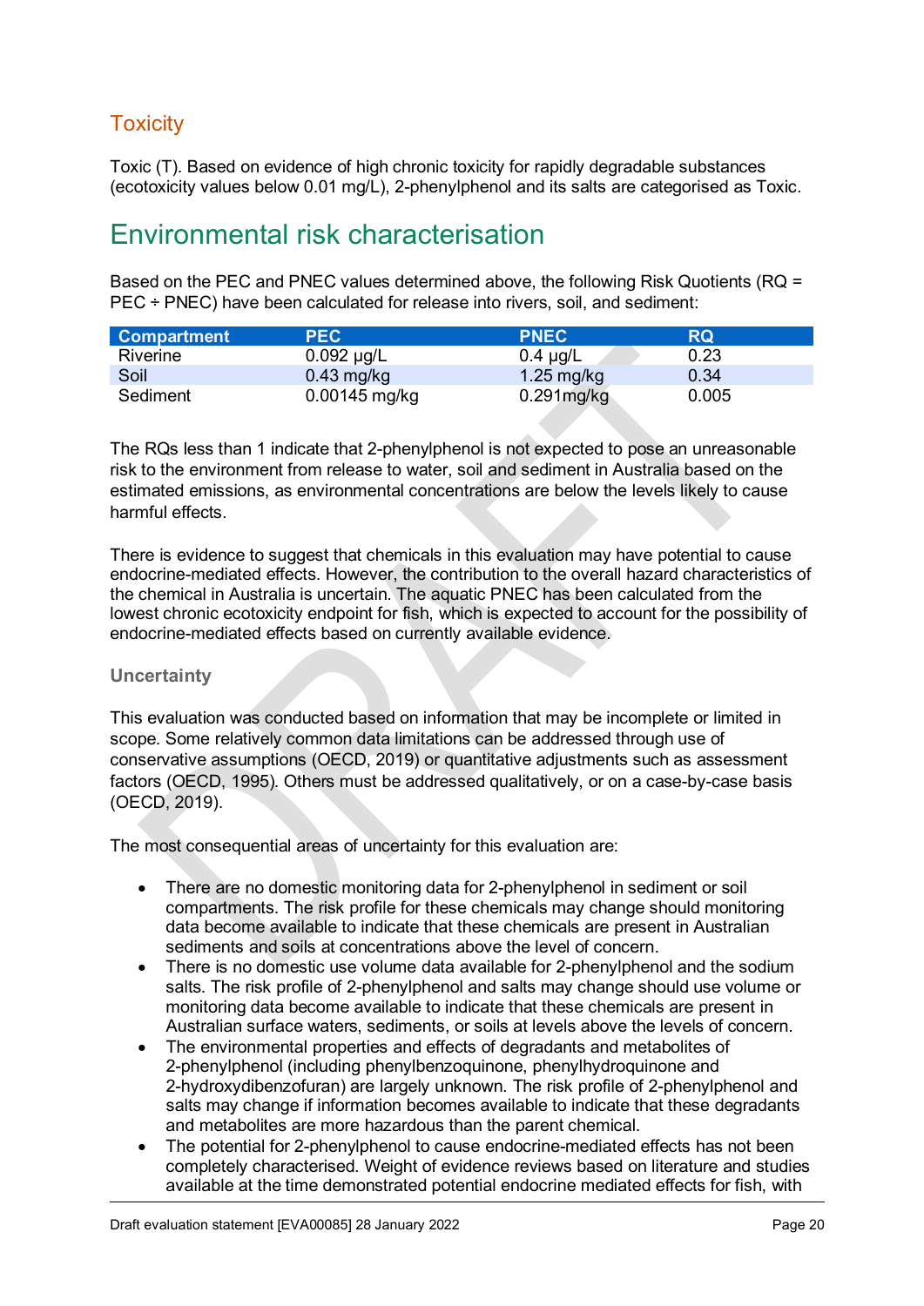## Toxicity

Toxic (T). Based on evidence of high chronic toxicity for rapidly degradable substances (ecotoxicity values below 0.01 mg/L), 2-phenylphenol and its salts are categorised as Toxic.

# Environmental risk characterisation

Based on the PEC and PNEC values determined above, the following Risk Quotients (RQ = PEC ÷ PNEC) have been calculated for release into rivers, soil, and sediment:

| Compartment | PEC | PNEC | RQ |
|---|---|---|---|
| Riverine | 0.092 µg/L | 0.4 µg/L | 0.23 |
| Soil | 0.43 mg/kg | 1.25 mg/kg | 0.34 |
| Sediment | 0.00145 mg/kg | 0.291mg/kg | 0.005 |

The RQs less than 1 indicate that 2-phenylphenol is not expected to pose an unreasonable risk to the environment from release to water, soil and sediment in Australia based on the estimated emissions, as environmental concentrations are below the levels likely to cause harmful effects.

There is evidence to suggest that chemicals in this evaluation may have potential to cause endocrine-mediated effects. However, the contribution to the overall hazard characteristics of the chemical in Australia is uncertain. The aquatic PNEC has been calculated from the lowest chronic ecotoxicity endpoint for fish, which is expected to account for the possibility of endocrine-mediated effects based on currently available evidence.

### Uncertainty

This evaluation was conducted based on information that may be incomplete or limited in scope. Some relatively common data limitations can be addressed through use of conservative assumptions (OECD, 2019) or quantitative adjustments such as assessment factors (OECD, 1995). Others must be addressed qualitatively, or on a case-by-case basis (OECD, 2019).

The most consequential areas of uncertainty for this evaluation are:

- There are no domestic monitoring data for 2-phenylphenol in sediment or soil compartments. The risk profile for these chemicals may change should monitoring data become available to indicate that these chemicals are present in Australian sediments and soils at concentrations above the level of concern.
- There is no domestic use volume data available for 2-phenylphenol and the sodium salts. The risk profile of 2-phenylphenol and salts may change should use volume or monitoring data become available to indicate that these chemicals are present in Australian surface waters, sediments, or soils at levels above the levels of concern.
- The environmental properties and effects of degradants and metabolites of 2-phenylphenol (including phenylbenzoquinone, phenylhydroquinone and 2-hydroxydibenzofuran) are largely unknown. The risk profile of 2-phenylphenol and salts may change if information becomes available to indicate that these degradants and metabolites are more hazardous than the parent chemical.
- The potential for 2-phenylphenol to cause endocrine-mediated effects has not been completely characterised. Weight of evidence reviews based on literature and studies available at the time demonstrated potential endocrine mediated effects for fish, with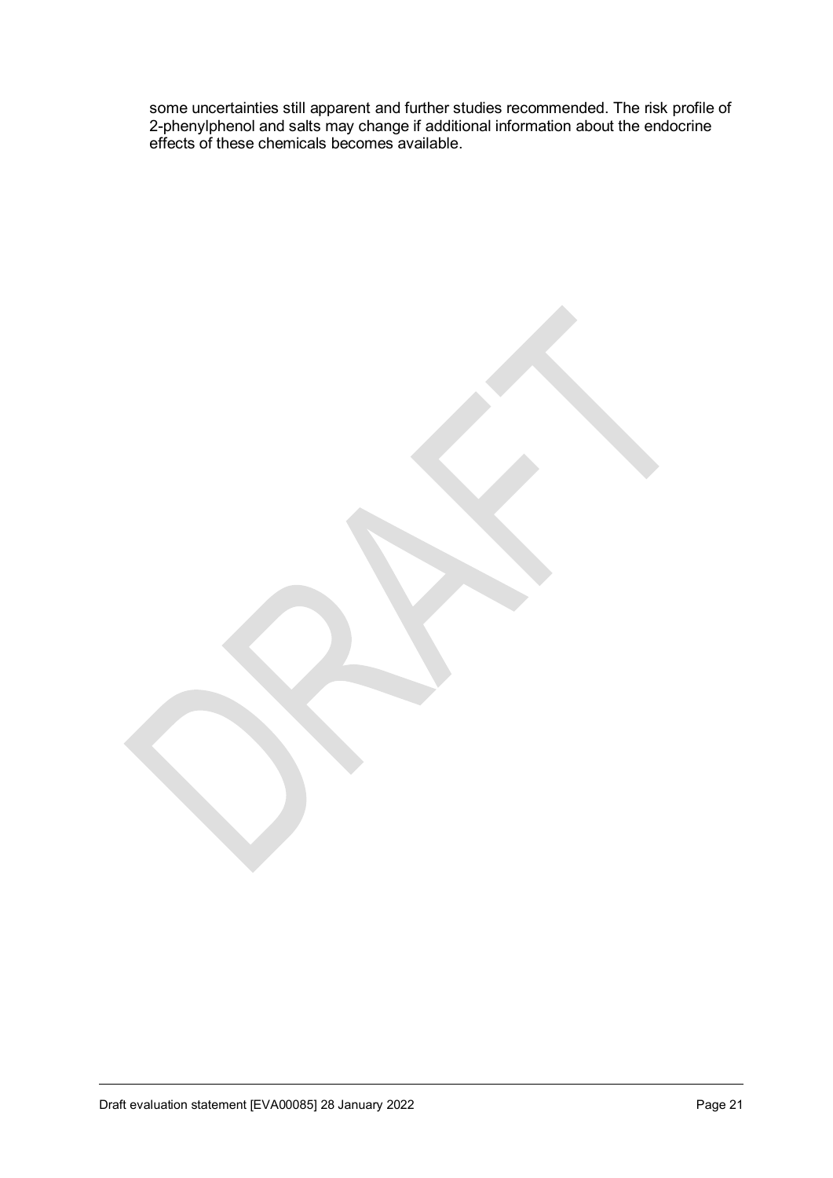some uncertainties still apparent and further studies recommended. The risk profile of 2-phenylphenol and salts may change if additional information about the endocrine effects of these chemicals becomes available.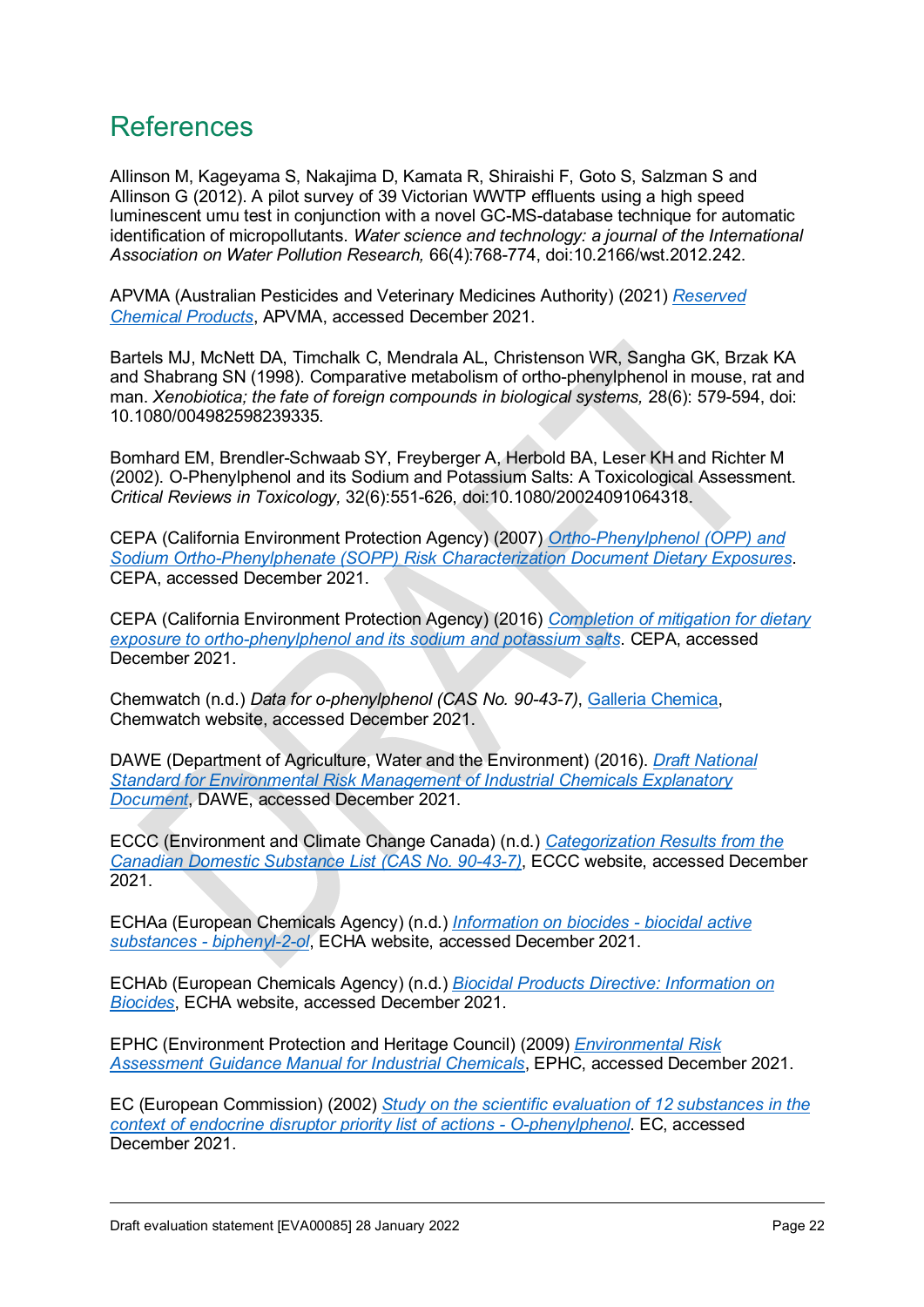# References

Allinson M, Kageyama S, Nakajima D, Kamata R, Shiraishi F, Goto S, Salzman S and Allinson G (2012). A pilot survey of 39 Victorian WWTP effluents using a high speed luminescent umu test in conjunction with a novel GC-MS-database technique for automatic identification of micropollutants. *Water science and technology: a journal of the International Association on Water Pollution Research,* 66(4):768-774, doi:10.2166/wst.2012.242.

APVMA (Australian Pesticides and Veterinary Medicines Authority) (2021) *Reserved Chemical Products*, APVMA, accessed December 2021.

Bartels MJ, McNett DA, Timchalk C, Mendrala AL, Christenson WR, Sangha GK, Brzak KA and Shabrang SN (1998). Comparative metabolism of ortho-phenylphenol in mouse, rat and man. *Xenobiotica; the fate of foreign compounds in biological systems,* 28(6): 579-594, doi: 10.1080/004982598239335.

Bomhard EM, Brendler-Schwaab SY, Freyberger A, Herbold BA, Leser KH and Richter M (2002). O-Phenylphenol and its Sodium and Potassium Salts: A Toxicological Assessment. *Critical Reviews in Toxicology,* 32(6):551-626, doi:10.1080/20024091064318.

CEPA (California Environment Protection Agency) (2007) *Ortho-Phenylphenol (OPP) and Sodium Ortho-Phenylphenate (SOPP) Risk Characterization Document Dietary Exposures*. CEPA, accessed December 2021.

CEPA (California Environment Protection Agency) (2016) *Completion of mitigation for dietary exposure to ortho-phenylphenol and its sodium and potassium salts*. CEPA, accessed December 2021.

Chemwatch (n.d.) *Data for o-phenylphenol (CAS No. 90-43-7)*, Galleria Chemica, Chemwatch website, accessed December 2021.

DAWE (Department of Agriculture, Water and the Environment) (2016). *Draft National Standard for Environmental Risk Management of Industrial Chemicals Explanatory Document*, DAWE, accessed December 2021.

ECCC (Environment and Climate Change Canada) (n.d.) *Categorization Results from the Canadian Domestic Substance List (CAS No. 90-43-7)*, ECCC website, accessed December 2021.

ECHAa (European Chemicals Agency) (n.d.) *Information on biocides - biocidal active substances - biphenyl-2-ol*, ECHA website, accessed December 2021.

ECHAb (European Chemicals Agency) (n.d.) *Biocidal Products Directive: Information on Biocides*, ECHA website, accessed December 2021.

EPHC (Environment Protection and Heritage Council) (2009) *Environmental Risk Assessment Guidance Manual for Industrial Chemicals*, EPHC, accessed December 2021.

EC (European Commission) (2002) *Study on the scientific evaluation of 12 substances in the context of endocrine disruptor priority list of actions - O-phenylphenol*. EC, accessed December 2021.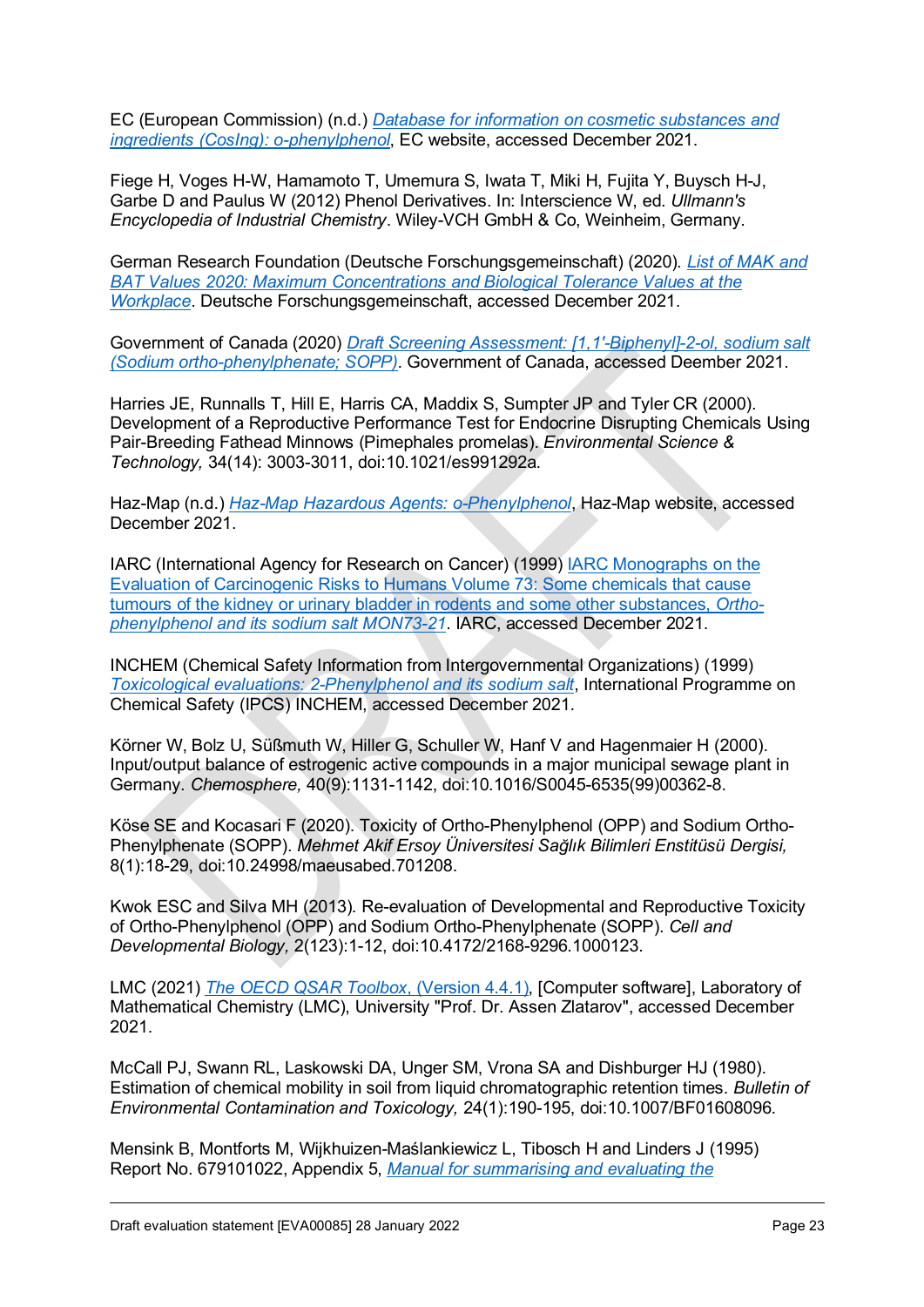EC (European Commission) (n.d.) [Database for information on cosmetic substances and ingredients (CosIng): o-phenylphenol](), EC website, accessed December 2021.

Fiege H, Voges H-W, Hamamoto T, Umemura S, Iwata T, Miki H, Fujita Y, Buysch H-J, Garbe D and Paulus W (2012) Phenol Derivatives. In: Interscience W, ed. *Ullmann's Encyclopedia of Industrial Chemistry*. Wiley-VCH GmbH & Co, Weinheim, Germany.

German Research Foundation (Deutsche Forschungsgemeinschaft) (2020). *List of MAK and BAT Values 2020: Maximum Concentrations and Biological Tolerance Values at the Workplace*. Deutsche Forschungsgemeinschaft, accessed December 2021.

Government of Canada (2020) *Draft Screening Assessment: [1,1'-Biphenyl]-2-ol, sodium salt (Sodium ortho-phenylphenate; SOPP)*. Government of Canada, accessed Deember 2021.

Harries JE, Runnalls T, Hill E, Harris CA, Maddix S, Sumpter JP and Tyler CR (2000). Development of a Reproductive Performance Test for Endocrine Disrupting Chemicals Using Pair-Breeding Fathead Minnows (Pimephales promelas). *Environmental Science & Technology,* 34(14): 3003-3011, doi:10.1021/es991292a.

Haz-Map (n.d.) *Haz-Map Hazardous Agents: o-Phenylphenol*, Haz-Map website, accessed December 2021.

IARC (International Agency for Research on Cancer) (1999) IARC Monographs on the Evaluation of Carcinogenic Risks to Humans Volume 73: Some chemicals that cause tumours of the kidney or urinary bladder in rodents and some other substances, *Ortho-phenylphenol and its sodium salt MON73-21*. IARC, accessed December 2021.

INCHEM (Chemical Safety Information from Intergovernmental Organizations) (1999) *Toxicological evaluations: 2-Phenylphenol and its sodium salt*, International Programme on Chemical Safety (IPCS) INCHEM, accessed December 2021.

Körner W, Bolz U, Süßmuth W, Hiller G, Schuller W, Hanf V and Hagenmaier H (2000). Input/output balance of estrogenic active compounds in a major municipal sewage plant in Germany. *Chemosphere,* 40(9):1131-1142, doi:10.1016/S0045-6535(99)00362-8.

Köse SE and Kocasari F (2020). Toxicity of Ortho-Phenylphenol (OPP) and Sodium Ortho-Phenylphenate (SOPP). *Mehmet Akif Ersoy Üniversitesi Sağlık Bilimleri Enstitüsü Dergisi,* 8(1):18-29, doi:10.24998/maeusabed.701208.

Kwok ESC and Silva MH (2013). Re-evaluation of Developmental and Reproductive Toxicity of Ortho-Phenylphenol (OPP) and Sodium Ortho-Phenylphenate (SOPP). *Cell and Developmental Biology,* 2(123):1-12, doi:10.4172/2168-9296.1000123.

LMC (2021) *The OECD QSAR Toolbox, (Version 4.4.1)*, [Computer software], Laboratory of Mathematical Chemistry (LMC), University "Prof. Dr. Assen Zlatarov", accessed December 2021.

McCall PJ, Swann RL, Laskowski DA, Unger SM, Vrona SA and Dishburger HJ (1980). Estimation of chemical mobility in soil from liquid chromatographic retention times. *Bulletin of Environmental Contamination and Toxicology,* 24(1):190-195, doi:10.1007/BF01608096.

Mensink B, Montforts M, Wijkhuizen-Maślankiewicz L, Tibosch H and Linders J (1995) Report No. 679101022, Appendix 5, *Manual for summarising and evaluating the*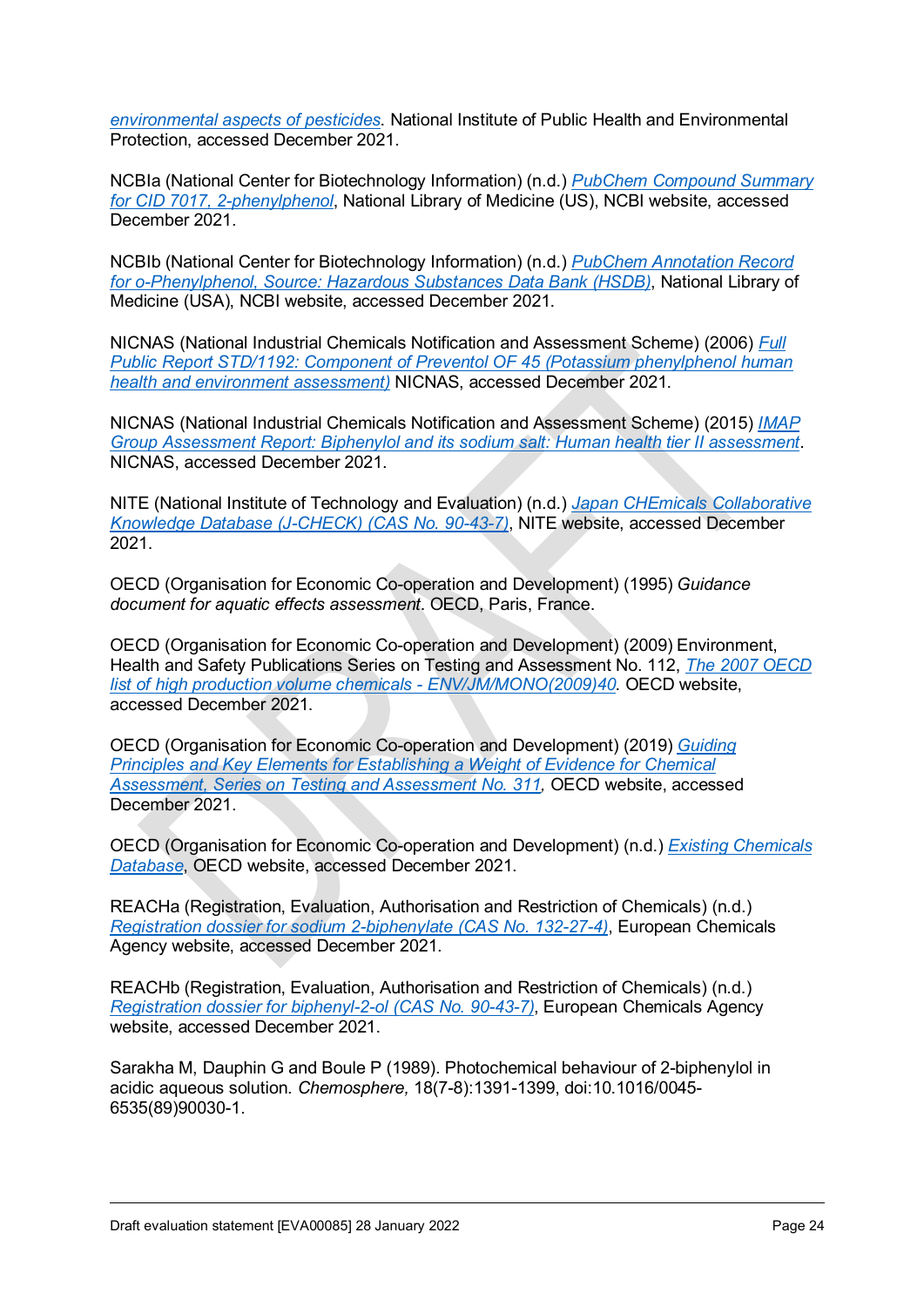environmental aspects of pesticides. National Institute of Public Health and Environmental Protection, accessed December 2021.

NCBIa (National Center for Biotechnology Information) (n.d.) PubChem Compound Summary for CID 7017, 2-phenylphenol, National Library of Medicine (US), NCBI website, accessed December 2021.

NCBIb (National Center for Biotechnology Information) (n.d.) PubChem Annotation Record for o-Phenylphenol, Source: Hazardous Substances Data Bank (HSDB), National Library of Medicine (USA), NCBI website, accessed December 2021.

NICNAS (National Industrial Chemicals Notification and Assessment Scheme) (2006) Full Public Report STD/1192: Component of Preventol OF 45 (Potassium phenylphenol human health and environment assessment) NICNAS, accessed December 2021.

NICNAS (National Industrial Chemicals Notification and Assessment Scheme) (2015) IMAP Group Assessment Report: Biphenylol and its sodium salt: Human health tier II assessment. NICNAS, accessed December 2021.

NITE (National Institute of Technology and Evaluation) (n.d.) Japan CHEmicals Collaborative Knowledge Database (J-CHECK) (CAS No. 90-43-7), NITE website, accessed December 2021.

OECD (Organisation for Economic Co-operation and Development) (1995) *Guidance document for aquatic effects assessment*. OECD, Paris, France.

OECD (Organisation for Economic Co-operation and Development) (2009) Environment, Health and Safety Publications Series on Testing and Assessment No. 112, The 2007 OECD list of high production volume chemicals - ENV/JM/MONO(2009)40. OECD website, accessed December 2021.

OECD (Organisation for Economic Co-operation and Development) (2019) Guiding Principles and Key Elements for Establishing a Weight of Evidence for Chemical Assessment, Series on Testing and Assessment No. 311, OECD website, accessed December 2021.

OECD (Organisation for Economic Co-operation and Development) (n.d.) Existing Chemicals Database, OECD website, accessed December 2021.

REACHa (Registration, Evaluation, Authorisation and Restriction of Chemicals) (n.d.) Registration dossier for sodium 2-biphenylate (CAS No. 132-27-4), European Chemicals Agency website, accessed December 2021.

REACHb (Registration, Evaluation, Authorisation and Restriction of Chemicals) (n.d.) Registration dossier for biphenyl-2-ol (CAS No. 90-43-7), European Chemicals Agency website, accessed December 2021.

Sarakha M, Dauphin G and Boule P (1989). Photochemical behaviour of 2-biphenylol in acidic aqueous solution. *Chemosphere,* 18(7-8):1391-1399, doi:10.1016/0045-6535(89)90030-1.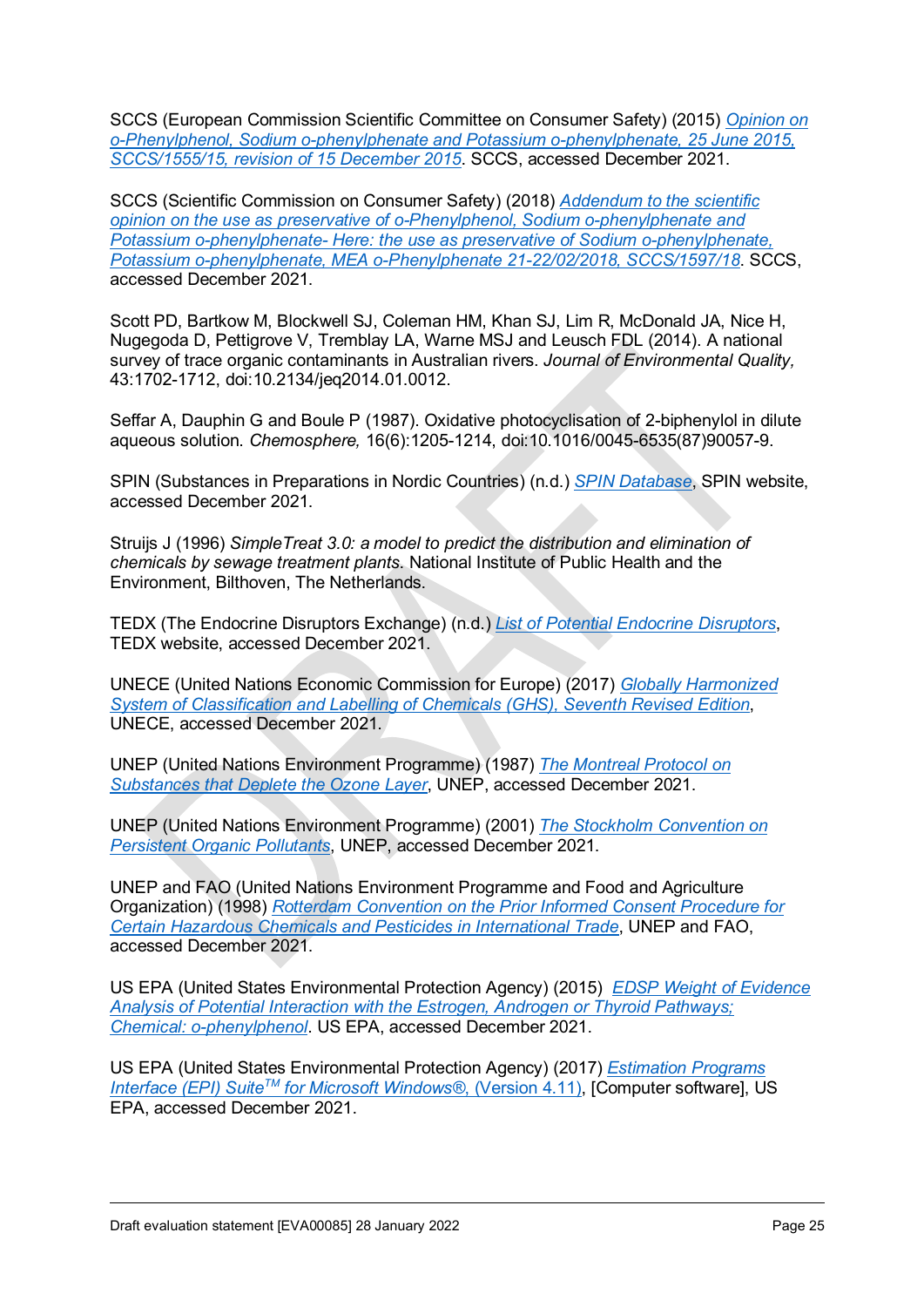SCCS (European Commission Scientific Committee on Consumer Safety) (2015) *Opinion on o-Phenylphenol, Sodium o-phenylphenate and Potassium o-phenylphenate, 25 June 2015, SCCS/1555/15, revision of 15 December 2015*. SCCS, accessed December 2021.

SCCS (Scientific Commission on Consumer Safety) (2018) *Addendum to the scientific opinion on the use as preservative of o-Phenylphenol, Sodium o-phenylphenate and Potassium o-phenylphenate- Here: the use as preservative of Sodium o-phenylphenate, Potassium o-phenylphenate, MEA o-Phenylphenate 21-22/02/2018, SCCS/1597/18*. SCCS, accessed December 2021.

Scott PD, Bartkow M, Blockwell SJ, Coleman HM, Khan SJ, Lim R, McDonald JA, Nice H, Nugegoda D, Pettigrove V, Tremblay LA, Warne MSJ and Leusch FDL (2014). A national survey of trace organic contaminants in Australian rivers. *Journal of Environmental Quality,* 43:1702-1712, doi:10.2134/jeq2014.01.0012.

Seffar A, Dauphin G and Boule P (1987). Oxidative photocyclisation of 2-biphenylol in dilute aqueous solution. *Chemosphere,* 16(6):1205-1214, doi:10.1016/0045-6535(87)90057-9.

SPIN (Substances in Preparations in Nordic Countries) (n.d.) *SPIN Database*, SPIN website, accessed December 2021.

Struijs J (1996) *SimpleTreat 3.0: a model to predict the distribution and elimination of chemicals by sewage treatment plants*. National Institute of Public Health and the Environment, Bilthoven, The Netherlands.

TEDX (The Endocrine Disruptors Exchange) (n.d.) *List of Potential Endocrine Disruptors*, TEDX website, accessed December 2021.

UNECE (United Nations Economic Commission for Europe) (2017) *Globally Harmonized System of Classification and Labelling of Chemicals (GHS), Seventh Revised Edition*, UNECE, accessed December 2021.

UNEP (United Nations Environment Programme) (1987) *The Montreal Protocol on Substances that Deplete the Ozone Layer*, UNEP, accessed December 2021.

UNEP (United Nations Environment Programme) (2001) *The Stockholm Convention on Persistent Organic Pollutants*, UNEP, accessed December 2021.

UNEP and FAO (United Nations Environment Programme and Food and Agriculture Organization) (1998) *Rotterdam Convention on the Prior Informed Consent Procedure for Certain Hazardous Chemicals and Pesticides in International Trade*, UNEP and FAO, accessed December 2021.

US EPA (United States Environmental Protection Agency) (2015) *EDSP Weight of Evidence Analysis of Potential Interaction with the Estrogen, Androgen or Thyroid Pathways; Chemical: o-phenylphenol*. US EPA, accessed December 2021.

US EPA (United States Environmental Protection Agency) (2017) *Estimation Programs Interface (EPI) Suite™ for Microsoft Windows®, (Version 4.11)*, [Computer software], US EPA, accessed December 2021.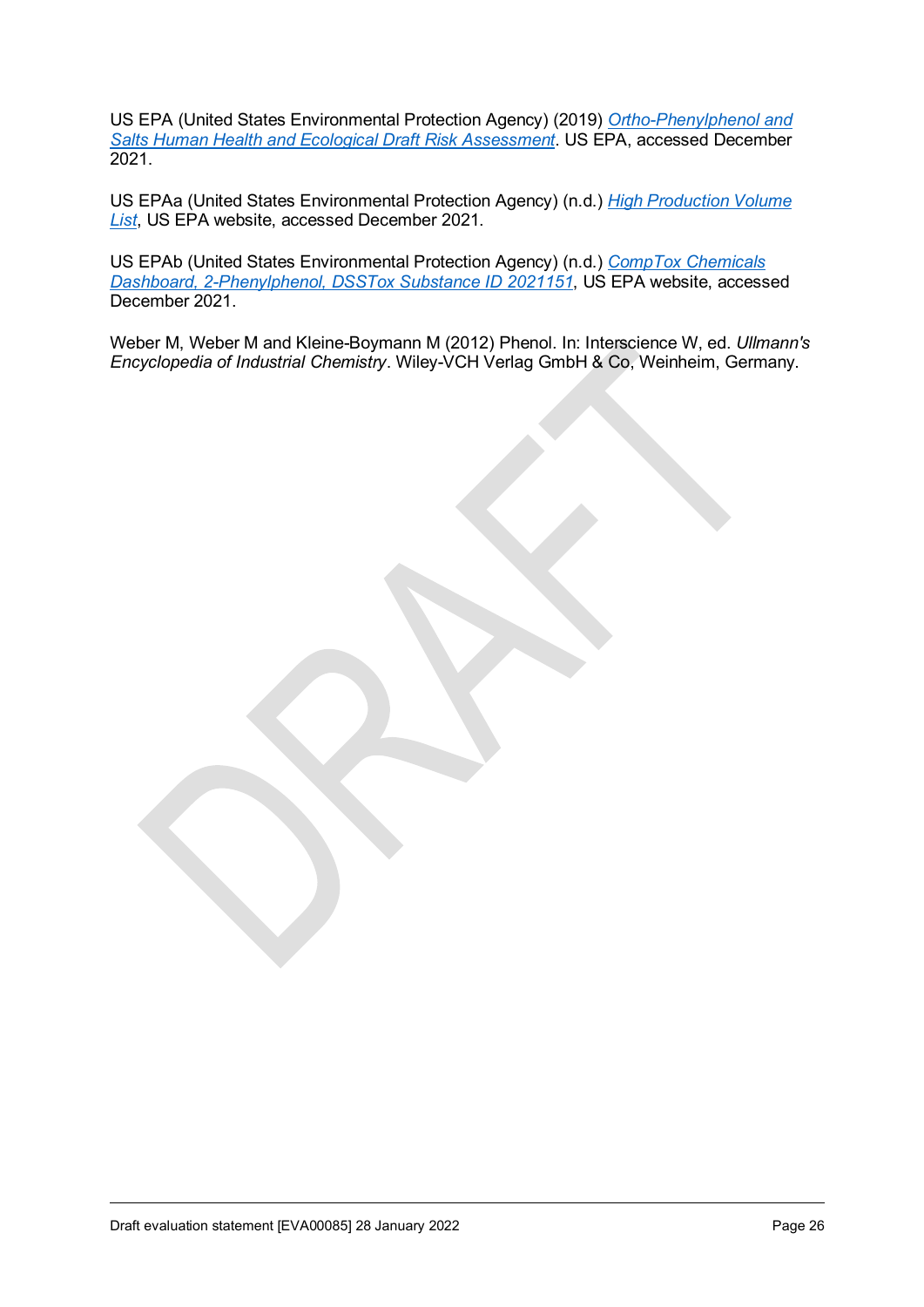US EPA (United States Environmental Protection Agency) (2019) *Ortho-Phenylphenol and Salts Human Health and Ecological Draft Risk Assessment*. US EPA, accessed December 2021.

US EPAa (United States Environmental Protection Agency) (n.d.) *High Production Volume List*, US EPA website, accessed December 2021.

US EPAb (United States Environmental Protection Agency) (n.d.) *CompTox Chemicals Dashboard, 2-Phenylphenol, DSSTox Substance ID 2021151*, US EPA website, accessed December 2021.

Weber M, Weber M and Kleine-Boymann M (2012) Phenol. In: Interscience W, ed. *Ullmann's Encyclopedia of Industrial Chemistry*. Wiley-VCH Verlag GmbH & Co, Weinheim, Germany.